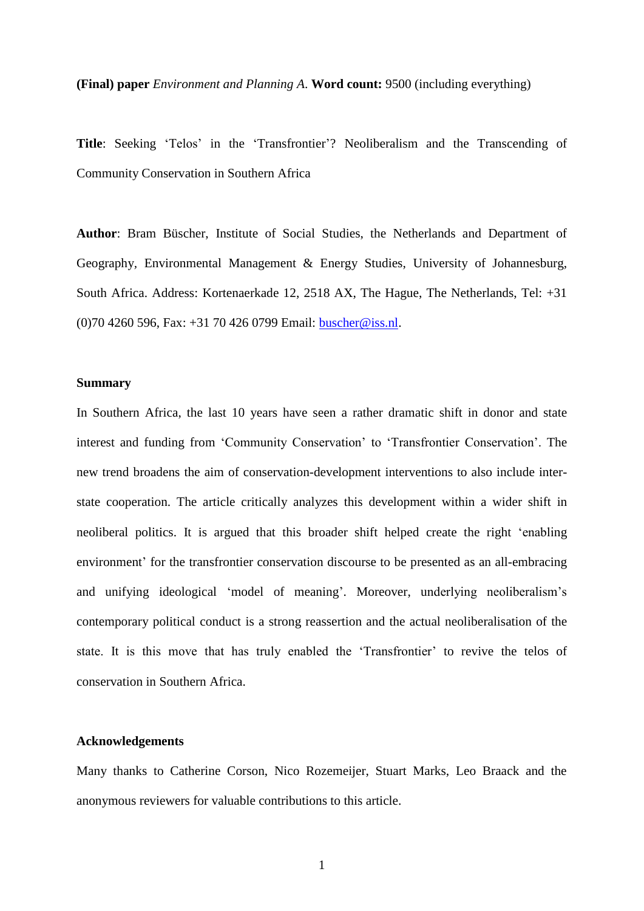**(Final) paper** *Environment and Planning A.* **Word count:** 9500 (including everything)

**Title**: Seeking 'Telos' in the 'Transfrontier'? Neoliberalism and the Transcending of Community Conservation in Southern Africa

**Author**: Bram Büscher, Institute of Social Studies, the Netherlands and Department of Geography, Environmental Management & Energy Studies, University of Johannesburg, South Africa. Address: Kortenaerkade 12, 2518 AX, The Hague, The Netherlands, Tel: +31 (0)70 4260 596, Fax: +31 70 426 0799 Email: buscher@iss.nl.

## Summary

In Southern Africa, the last 10 years have seen a rather dramatic shift in donor and state interest and funding from 'Community Conservation' to 'Transfrontier Conservation'. The new trend broadens the aim of conservation-development interventions to also include inter-state cooperation. The article critically analyzes this development within a wider shift in neoliberal politics. It is argued that this broader shift helped create the right 'enabling environment' for the transfrontier conservation discourse to be presented as an all-embracing and unifying ideological 'model of meaning'. Moreover, underlying neoliberalism's contemporary political conduct is a strong reassertion and the actual neoliberalisation of the state. It is this move that has truly enabled the 'Transfrontier' to revive the telos of conservation in Southern Africa.

## Acknowledgements

Many thanks to Catherine Corson, Nico Rozemeijer, Stuart Marks, Leo Braack and the anonymous reviewers for valuable contributions to this article.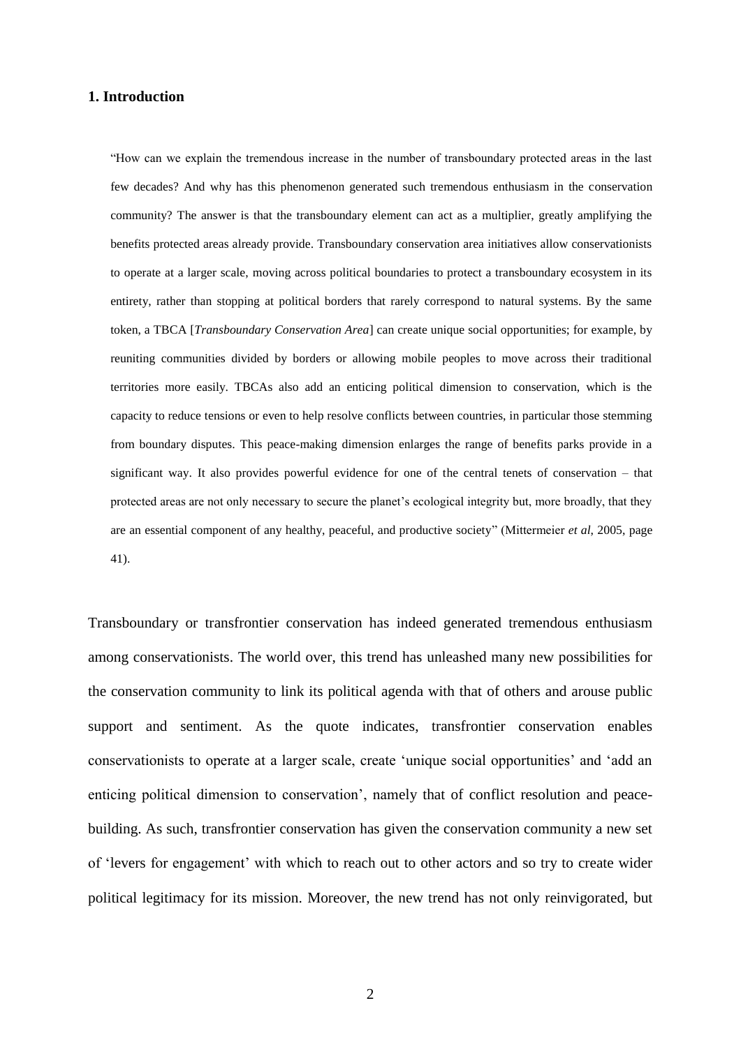## 1. Introduction

> "How can we explain the tremendous increase in the number of transboundary protected areas in the last few decades? And why has this phenomenon generated such tremendous enthusiasm in the conservation community? The answer is that the transboundary element can act as a multiplier, greatly amplifying the benefits protected areas already provide. Transboundary conservation area initiatives allow conservationists to operate at a larger scale, moving across political boundaries to protect a transboundary ecosystem in its entirety, rather than stopping at political borders that rarely correspond to natural systems. By the same token, a TBCA [*Transboundary Conservation Area*] can create unique social opportunities; for example, by reuniting communities divided by borders or allowing mobile peoples to move across their traditional territories more easily. TBCAs also add an enticing political dimension to conservation, which is the capacity to reduce tensions or even to help resolve conflicts between countries, in particular those stemming from boundary disputes. This peace-making dimension enlarges the range of benefits parks provide in a significant way. It also provides powerful evidence for one of the central tenets of conservation – that protected areas are not only necessary to secure the planet's ecological integrity but, more broadly, that they are an essential component of any healthy, peaceful, and productive society" (Mittermeier *et al*, 2005, page 41).

Transboundary or transfrontier conservation has indeed generated tremendous enthusiasm among conservationists. The world over, this trend has unleashed many new possibilities for the conservation community to link its political agenda with that of others and arouse public support and sentiment. As the quote indicates, transfrontier conservation enables conservationists to operate at a larger scale, create 'unique social opportunities' and 'add an enticing political dimension to conservation', namely that of conflict resolution and peace-building. As such, transfrontier conservation has given the conservation community a new set of 'levers for engagement' with which to reach out to other actors and so try to create wider political legitimacy for its mission. Moreover, the new trend has not only reinvigorated, but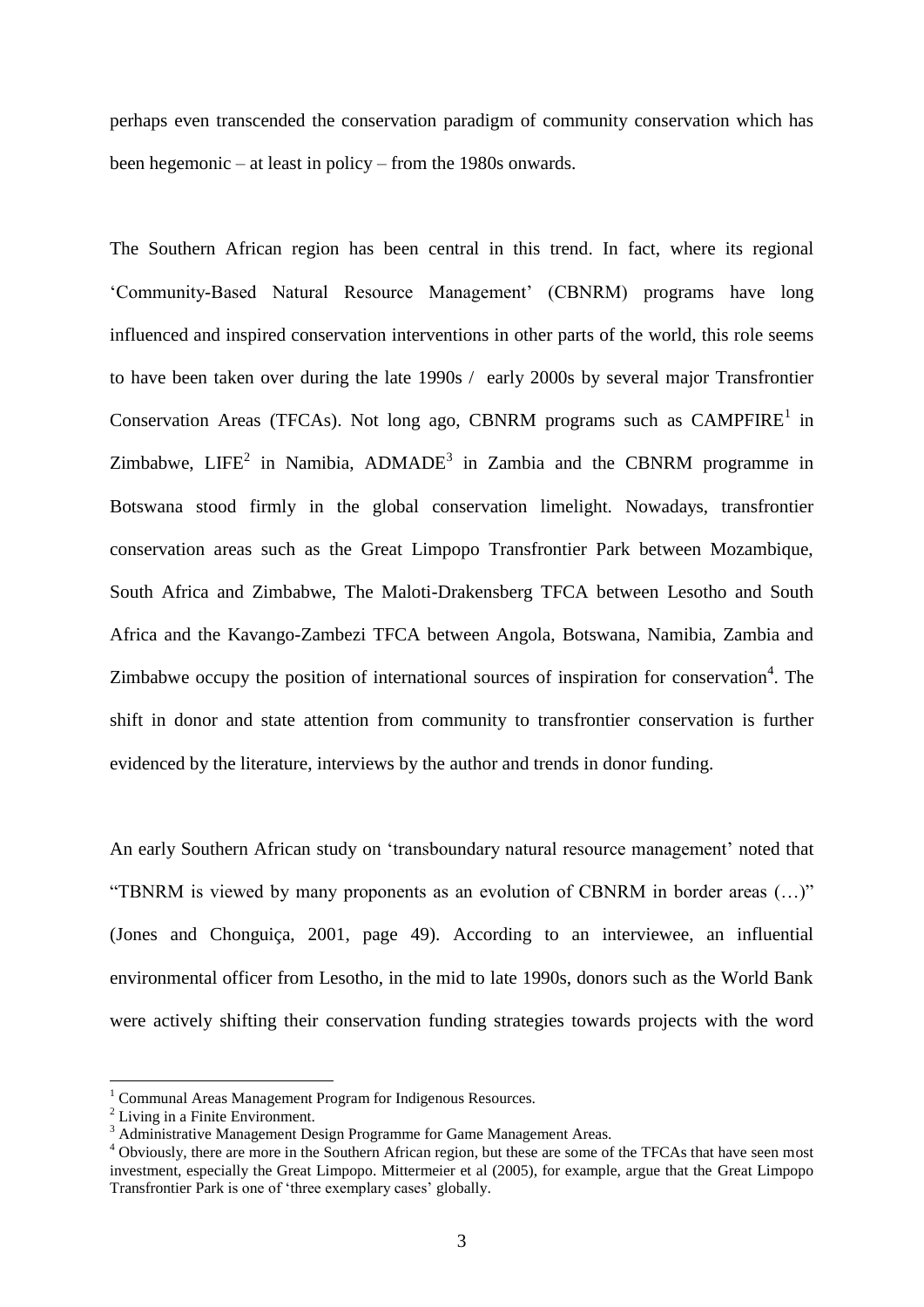perhaps even transcended the conservation paradigm of community conservation which has been hegemonic – at least in policy – from the 1980s onwards.

The Southern African region has been central in this trend. In fact, where its regional 'Community-Based Natural Resource Management' (CBNRM) programs have long influenced and inspired conservation interventions in other parts of the world, this role seems to have been taken over during the late 1990s / early 2000s by several major Transfrontier Conservation Areas (TFCAs). Not long ago, CBNRM programs such as CAMPFIRE[1] in Zimbabwe, LIFE[2] in Namibia, ADMADE[3] in Zambia and the CBNRM programme in Botswana stood firmly in the global conservation limelight. Nowadays, transfrontier conservation areas such as the Great Limpopo Transfrontier Park between Mozambique, South Africa and Zimbabwe, The Maloti-Drakensberg TFCA between Lesotho and South Africa and the Kavango-Zambezi TFCA between Angola, Botswana, Namibia, Zambia and Zimbabwe occupy the position of international sources of inspiration for conservation[4]. The shift in donor and state attention from community to transfrontier conservation is further evidenced by the literature, interviews by the author and trends in donor funding.

An early Southern African study on 'transboundary natural resource management' noted that "TBNRM is viewed by many proponents as an evolution of CBNRM in border areas (…)" (Jones and Chonguiça, 2001, page 49). According to an interviewee, an influential environmental officer from Lesotho, in the mid to late 1990s, donors such as the World Bank were actively shifting their conservation funding strategies towards projects with the word

[1] Communal Areas Management Program for Indigenous Resources.

[2] Living in a Finite Environment.

[3] Administrative Management Design Programme for Game Management Areas.

[4] Obviously, there are more in the Southern African region, but these are some of the TFCAs that have seen most investment, especially the Great Limpopo. Mittermeier et al (2005), for example, argue that the Great Limpopo Transfrontier Park is one of 'three exemplary cases' globally.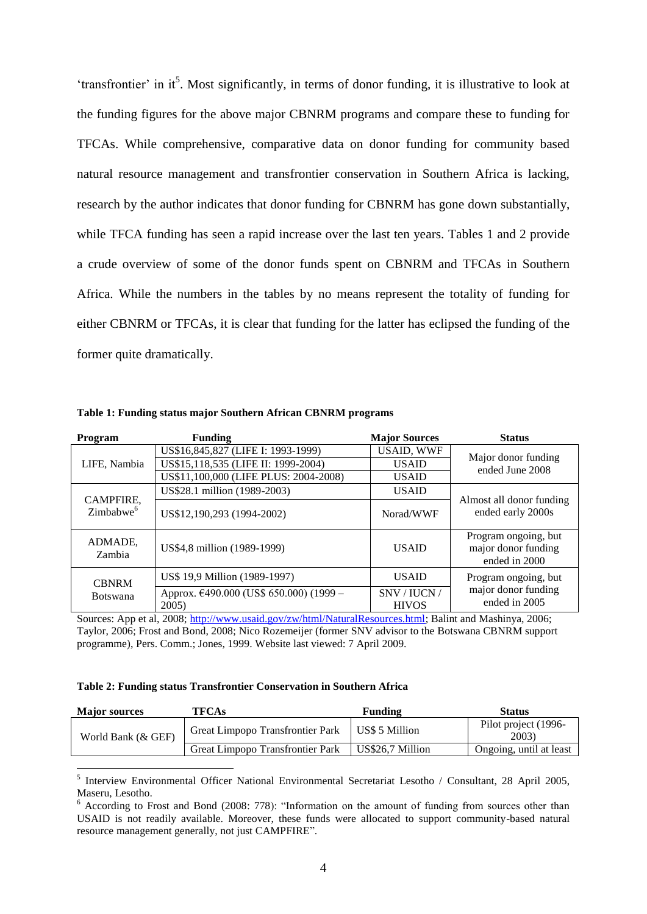'transfrontier' in it[5]. Most significantly, in terms of donor funding, it is illustrative to look at the funding figures for the above major CBNRM programs and compare these to funding for TFCAs. While comprehensive, comparative data on donor funding for community based natural resource management and transfrontier conservation in Southern Africa is lacking, research by the author indicates that donor funding for CBNRM has gone down substantially, while TFCA funding has seen a rapid increase over the last ten years. Tables 1 and 2 provide a crude overview of some of the donor funds spent on CBNRM and TFCAs in Southern Africa. While the numbers in the tables by no means represent the totality of funding for either CBNRM or TFCAs, it is clear that funding for the latter has eclipsed the funding of the former quite dramatically.

**Table 1: Funding status major Southern African CBNRM programs**

| Program | Funding | Major Sources | Status |
|---|---|---|---|
| LIFE, Nambia | US$16,845,827 (LIFE I: 1993-1999) | USAID, WWF | Major donor funding ended June 2008 |
| | US$15,118,535 (LIFE II: 1999-2004) | USAID | |
| | US$11,100,000 (LIFE PLUS: 2004-2008) | USAID | |
| CAMPFIRE, Zimbabwe[6] | US$28.1 million (1989-2003) | USAID | Almost all donor funding ended early 2000s |
| | US$12,190,293 (1994-2002) | Norad/WWF | |
| ADMADE, Zambia | US$4,8 million (1989-1999) | USAID | Program ongoing, but major donor funding ended in 2000 |
| CBNRM Botswana | US$ 19,9 Million (1989-1997) | USAID | Program ongoing, but major donor funding ended in 2005 |
| | Approx. €490.000 (US$ 650.000) (1999 – 2005) | SNV / IUCN / HIVOS | |

Sources: App et al, 2008; http://www.usaid.gov/zw/html/NaturalResources.html; Balint and Mashinya, 2006; Taylor, 2006; Frost and Bond, 2008; Nico Rozemeijer (former SNV advisor to the Botswana CBNRM support programme), Pers. Comm.; Jones, 1999. Website last viewed: 7 April 2009.

**Table 2: Funding status Transfrontier Conservation in Southern Africa**

| Major sources | TFCAs | Funding | Status |
|---|---|---|---|
| World Bank (& GEF) | Great Limpopo Transfrontier Park | US$ 5 Million | Pilot project (1996-2003) |
| | Great Limpopo Transfrontier Park | US$26,7 Million | Ongoing, until at least |

[5] Interview Environmental Officer National Environmental Secretariat Lesotho / Consultant, 28 April 2005, Maseru, Lesotho.

[6] According to Frost and Bond (2008: 778): "Information on the amount of funding from sources other than USAID is not readily available. Moreover, these funds were allocated to support community-based natural resource management generally, not just CAMPFIRE".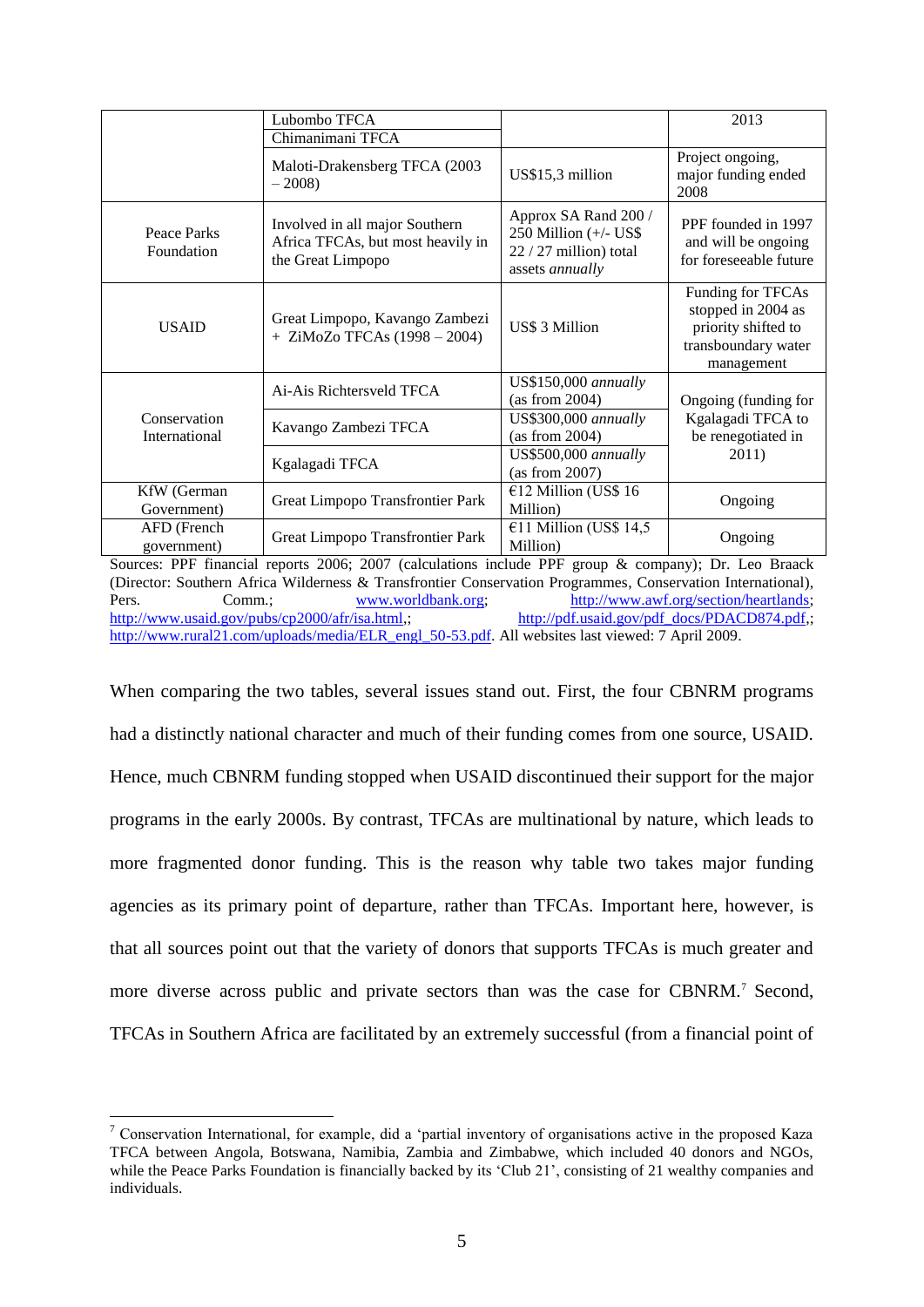| | | | |
|---|---|---|---|
| | Lubombo TFCA | | 2013 |
| | Chimanimani TFCA | | |
| | Maloti-Drakensberg TFCA (2003 – 2008) | US$15,3 million | Project ongoing, major funding ended 2008 |
| Peace Parks Foundation | Involved in all major Southern Africa TFCAs, but most heavily in the Great Limpopo | Approx SA Rand 200 / 250 Million (+/- US$ 22 / 27 million) total assets *annually* | PPF founded in 1997 and will be ongoing for foreseeable future |
| USAID | Great Limpopo, Kavango Zambezi + ZiMoZo TFCAs (1998 – 2004) | US$ 3 Million | Funding for TFCAs stopped in 2004 as priority shifted to transboundary water management |
| Conservation International | Ai-Ais Richtersveld TFCA | US$150,000 *annually* (as from 2004) | Ongoing (funding for Kgalagadi TFCA to be renegotiated in 2011) |
| | Kavango Zambezi TFCA | US$300,000 *annually* (as from 2004) | |
| | Kgalagadi TFCA | US$500,000 *annually* (as from 2007) | |
| KfW (German Government) | Great Limpopo Transfrontier Park | €12 Million (US$ 16 Million) | Ongoing |
| AFD (French government) | Great Limpopo Transfrontier Park | €11 Million (US$ 14,5 Million) | Ongoing |

Sources: PPF financial reports 2006; 2007 (calculations include PPF group & company); Dr. Leo Braack (Director: Southern Africa Wilderness & Transfrontier Conservation Programmes, Conservation International), Pers. Comm.; www.worldbank.org; http://www.awf.org/section/heartlands; http://www.usaid.gov/pubs/cp2000/afr/isa.html,; http://pdf.usaid.gov/pdf_docs/PDACD874.pdf,; http://www.rural21.com/uploads/media/ELR_engl_50-53.pdf. All websites last viewed: 7 April 2009.

When comparing the two tables, several issues stand out. First, the four CBNRM programs had a distinctly national character and much of their funding comes from one source, USAID. Hence, much CBNRM funding stopped when USAID discontinued their support for the major programs in the early 2000s. By contrast, TFCAs are multinational by nature, which leads to more fragmented donor funding. This is the reason why table two takes major funding agencies as its primary point of departure, rather than TFCAs. Important here, however, is that all sources point out that the variety of donors that supports TFCAs is much greater and more diverse across public and private sectors than was the case for CBNRM.[7] Second, TFCAs in Southern Africa are facilitated by an extremely successful (from a financial point of

[7] Conservation International, for example, did a 'partial inventory of organisations active in the proposed Kaza TFCA between Angola, Botswana, Namibia, Zambia and Zimbabwe, which included 40 donors and NGOs, while the Peace Parks Foundation is financially backed by its 'Club 21', consisting of 21 wealthy companies and individuals.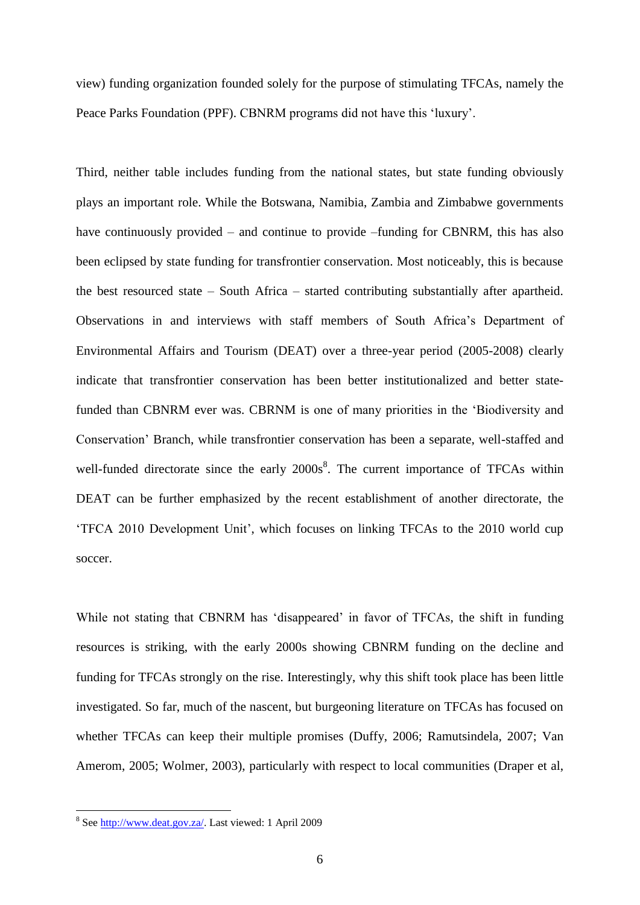view) funding organization founded solely for the purpose of stimulating TFCAs, namely the Peace Parks Foundation (PPF). CBNRM programs did not have this 'luxury'.

Third, neither table includes funding from the national states, but state funding obviously plays an important role. While the Botswana, Namibia, Zambia and Zimbabwe governments have continuously provided – and continue to provide –funding for CBNRM, this has also been eclipsed by state funding for transfrontier conservation. Most noticeably, this is because the best resourced state – South Africa – started contributing substantially after apartheid. Observations in and interviews with staff members of South Africa's Department of Environmental Affairs and Tourism (DEAT) over a three-year period (2005-2008) clearly indicate that transfrontier conservation has been better institutionalized and better state-funded than CBNRM ever was. CBRNM is one of many priorities in the 'Biodiversity and Conservation' Branch, while transfrontier conservation has been a separate, well-staffed and well-funded directorate since the early 2000s[8]. The current importance of TFCAs within DEAT can be further emphasized by the recent establishment of another directorate, the 'TFCA 2010 Development Unit', which focuses on linking TFCAs to the 2010 world cup soccer.

While not stating that CBNRM has 'disappeared' in favor of TFCAs, the shift in funding resources is striking, with the early 2000s showing CBNRM funding on the decline and funding for TFCAs strongly on the rise. Interestingly, why this shift took place has been little investigated. So far, much of the nascent, but burgeoning literature on TFCAs has focused on whether TFCAs can keep their multiple promises (Duffy, 2006; Ramutsindela, 2007; Van Amerom, 2005; Wolmer, 2003), particularly with respect to local communities (Draper et al,

[8] See http://www.deat.gov.za/. Last viewed: 1 April 2009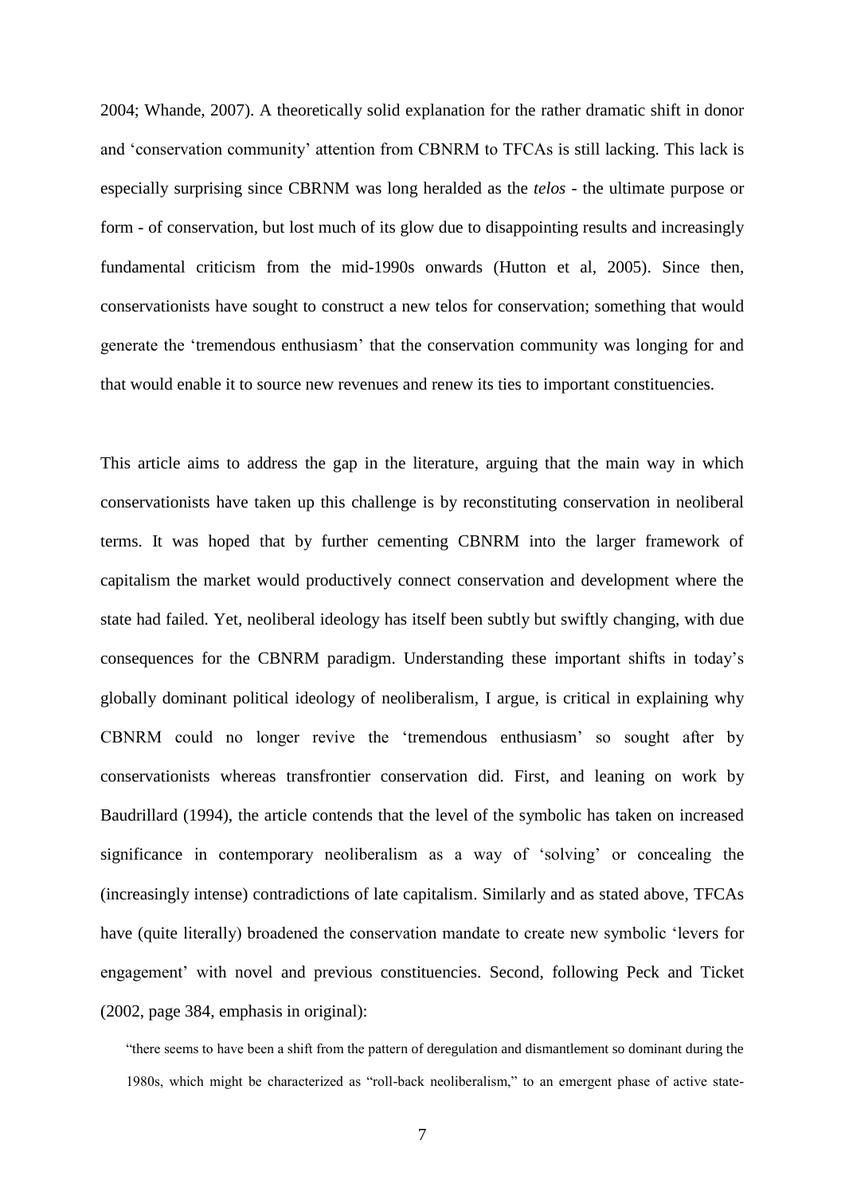2004; Whande, 2007). A theoretically solid explanation for the rather dramatic shift in donor and 'conservation community' attention from CBNRM to TFCAs is still lacking. This lack is especially surprising since CBRNM was long heralded as the *telos* - the ultimate purpose or form - of conservation, but lost much of its glow due to disappointing results and increasingly fundamental criticism from the mid-1990s onwards (Hutton et al, 2005). Since then, conservationists have sought to construct a new telos for conservation; something that would generate the 'tremendous enthusiasm' that the conservation community was longing for and that would enable it to source new revenues and renew its ties to important constituencies.

This article aims to address the gap in the literature, arguing that the main way in which conservationists have taken up this challenge is by reconstituting conservation in neoliberal terms. It was hoped that by further cementing CBNRM into the larger framework of capitalism the market would productively connect conservation and development where the state had failed. Yet, neoliberal ideology has itself been subtly but swiftly changing, with due consequences for the CBNRM paradigm. Understanding these important shifts in today's globally dominant political ideology of neoliberalism, I argue, is critical in explaining why CBNRM could no longer revive the 'tremendous enthusiasm' so sought after by conservationists whereas transfrontier conservation did. First, and leaning on work by Baudrillard (1994), the article contends that the level of the symbolic has taken on increased significance in contemporary neoliberalism as a way of 'solving' or concealing the (increasingly intense) contradictions of late capitalism. Similarly and as stated above, TFCAs have (quite literally) broadened the conservation mandate to create new symbolic 'levers for engagement' with novel and previous constituencies. Second, following Peck and Ticket (2002, page 384, emphasis in original):

> "there seems to have been a shift from the pattern of deregulation and dismantlement so dominant during the 1980s, which might be characterized as "roll-back neoliberalism," to an emergent phase of active state-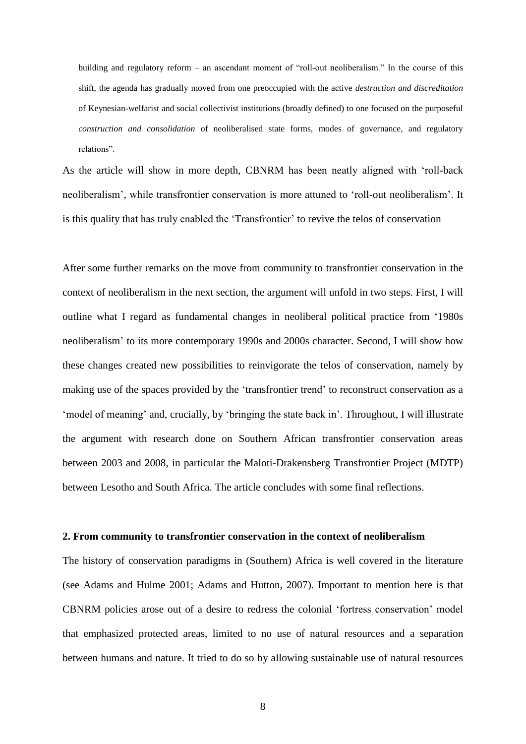> building and regulatory reform – an ascendant moment of "roll-out neoliberalism." In the course of this shift, the agenda has gradually moved from one preoccupied with the active *destruction and discreditation* of Keynesian-welfarist and social collectivist institutions (broadly defined) to one focused on the purposeful *construction and consolidation* of neoliberalised state forms, modes of governance, and regulatory relations".

As the article will show in more depth, CBNRM has been neatly aligned with 'roll-back neoliberalism', while transfrontier conservation is more attuned to 'roll-out neoliberalism'. It is this quality that has truly enabled the 'Transfrontier' to revive the telos of conservation

After some further remarks on the move from community to transfrontier conservation in the context of neoliberalism in the next section, the argument will unfold in two steps. First, I will outline what I regard as fundamental changes in neoliberal political practice from '1980s neoliberalism' to its more contemporary 1990s and 2000s character. Second, I will show how these changes created new possibilities to reinvigorate the telos of conservation, namely by making use of the spaces provided by the 'transfrontier trend' to reconstruct conservation as a 'model of meaning' and, crucially, by 'bringing the state back in'. Throughout, I will illustrate the argument with research done on Southern African transfrontier conservation areas between 2003 and 2008, in particular the Maloti-Drakensberg Transfrontier Project (MDTP) between Lesotho and South Africa. The article concludes with some final reflections.

## 2. From community to transfrontier conservation in the context of neoliberalism

The history of conservation paradigms in (Southern) Africa is well covered in the literature (see Adams and Hulme 2001; Adams and Hutton, 2007). Important to mention here is that CBNRM policies arose out of a desire to redress the colonial 'fortress conservation' model that emphasized protected areas, limited to no use of natural resources and a separation between humans and nature. It tried to do so by allowing sustainable use of natural resources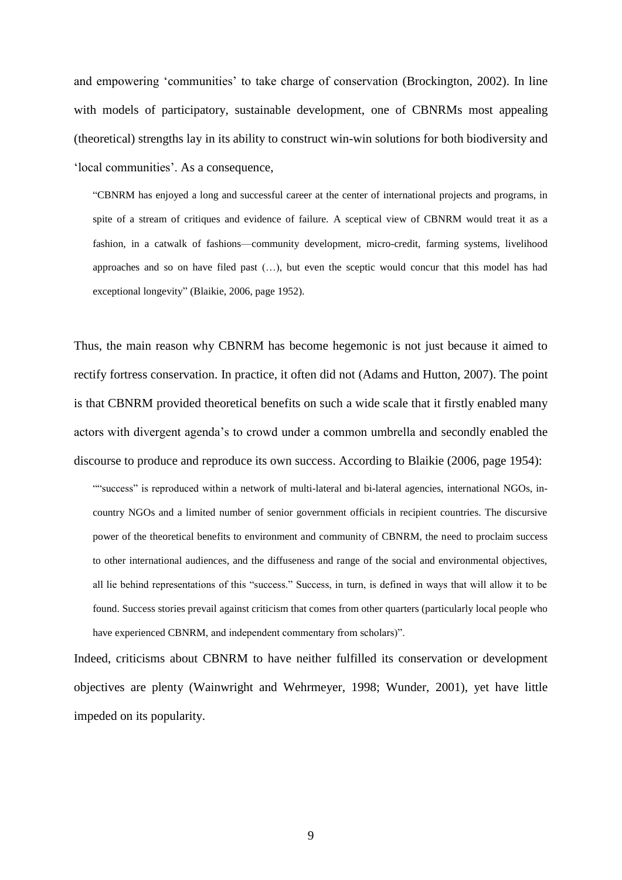and empowering 'communities' to take charge of conservation (Brockington, 2002). In line with models of participatory, sustainable development, one of CBNRMs most appealing (theoretical) strengths lay in its ability to construct win-win solutions for both biodiversity and 'local communities'. As a consequence,

> "CBNRM has enjoyed a long and successful career at the center of international projects and programs, in spite of a stream of critiques and evidence of failure. A sceptical view of CBNRM would treat it as a fashion, in a catwalk of fashions—community development, micro-credit, farming systems, livelihood approaches and so on have filed past (…), but even the sceptic would concur that this model has had exceptional longevity" (Blaikie, 2006, page 1952).

Thus, the main reason why CBNRM has become hegemonic is not just because it aimed to rectify fortress conservation. In practice, it often did not (Adams and Hutton, 2007). The point is that CBNRM provided theoretical benefits on such a wide scale that it firstly enabled many actors with divergent agenda's to crowd under a common umbrella and secondly enabled the discourse to produce and reproduce its own success. According to Blaikie (2006, page 1954):

> ""success" is reproduced within a network of multi-lateral and bi-lateral agencies, international NGOs, in-country NGOs and a limited number of senior government officials in recipient countries. The discursive power of the theoretical benefits to environment and community of CBNRM, the need to proclaim success to other international audiences, and the diffuseness and range of the social and environmental objectives, all lie behind representations of this "success." Success, in turn, is defined in ways that will allow it to be found. Success stories prevail against criticism that comes from other quarters (particularly local people who have experienced CBNRM, and independent commentary from scholars)".

Indeed, criticisms about CBNRM to have neither fulfilled its conservation or development objectives are plenty (Wainwright and Wehrmeyer, 1998; Wunder, 2001), yet have little impeded on its popularity.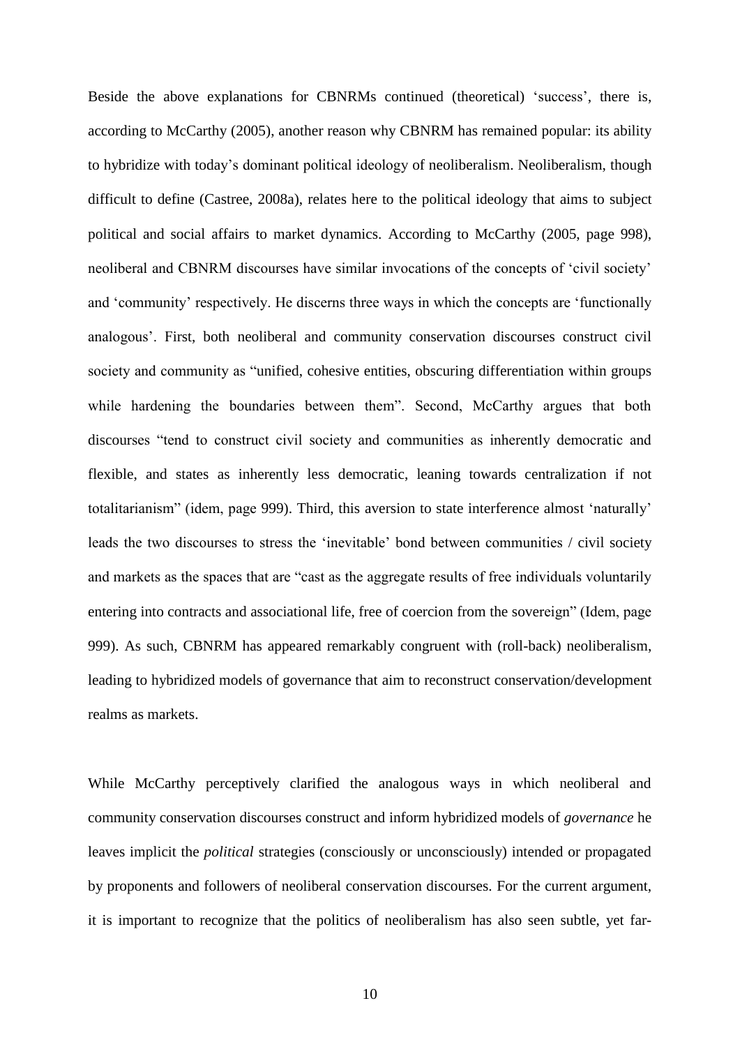Beside the above explanations for CBNRMs continued (theoretical) 'success', there is, according to McCarthy (2005), another reason why CBNRM has remained popular: its ability to hybridize with today's dominant political ideology of neoliberalism. Neoliberalism, though difficult to define (Castree, 2008a), relates here to the political ideology that aims to subject political and social affairs to market dynamics. According to McCarthy (2005, page 998), neoliberal and CBNRM discourses have similar invocations of the concepts of 'civil society' and 'community' respectively. He discerns three ways in which the concepts are 'functionally analogous'. First, both neoliberal and community conservation discourses construct civil society and community as "unified, cohesive entities, obscuring differentiation within groups while hardening the boundaries between them". Second, McCarthy argues that both discourses "tend to construct civil society and communities as inherently democratic and flexible, and states as inherently less democratic, leaning towards centralization if not totalitarianism" (idem, page 999). Third, this aversion to state interference almost 'naturally' leads the two discourses to stress the 'inevitable' bond between communities / civil society and markets as the spaces that are "cast as the aggregate results of free individuals voluntarily entering into contracts and associational life, free of coercion from the sovereign" (Idem, page 999). As such, CBNRM has appeared remarkably congruent with (roll-back) neoliberalism, leading to hybridized models of governance that aim to reconstruct conservation/development realms as markets.

While McCarthy perceptively clarified the analogous ways in which neoliberal and community conservation discourses construct and inform hybridized models of *governance* he leaves implicit the *political* strategies (consciously or unconsciously) intended or propagated by proponents and followers of neoliberal conservation discourses. For the current argument, it is important to recognize that the politics of neoliberalism has also seen subtle, yet far-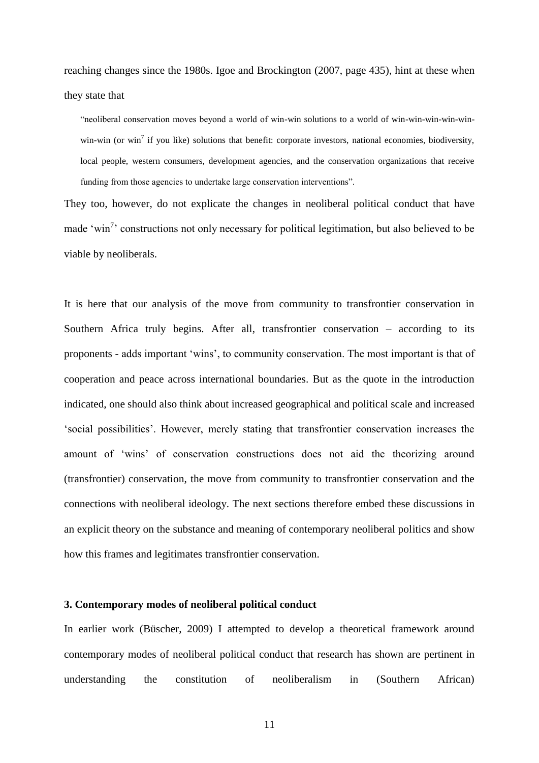reaching changes since the 1980s. Igoe and Brockington (2007, page 435), hint at these when they state that

> "neoliberal conservation moves beyond a world of win-win solutions to a world of win-win-win-win-win-win-win (or win$^7$ if you like) solutions that benefit: corporate investors, national economies, biodiversity, local people, western consumers, development agencies, and the conservation organizations that receive funding from those agencies to undertake large conservation interventions".

They too, however, do not explicate the changes in neoliberal political conduct that have made 'win$^7$' constructions not only necessary for political legitimation, but also believed to be viable by neoliberals.

It is here that our analysis of the move from community to transfrontier conservation in Southern Africa truly begins. After all, transfrontier conservation – according to its proponents - adds important 'wins', to community conservation. The most important is that of cooperation and peace across international boundaries. But as the quote in the introduction indicated, one should also think about increased geographical and political scale and increased 'social possibilities'. However, merely stating that transfrontier conservation increases the amount of 'wins' of conservation constructions does not aid the theorizing around (transfrontier) conservation, the move from community to transfrontier conservation and the connections with neoliberal ideology. The next sections therefore embed these discussions in an explicit theory on the substance and meaning of contemporary neoliberal politics and show how this frames and legitimates transfrontier conservation.

### 3. Contemporary modes of neoliberal political conduct

In earlier work (Büscher, 2009) I attempted to develop a theoretical framework around contemporary modes of neoliberal political conduct that research has shown are pertinent in understanding the constitution of neoliberalism in (Southern African)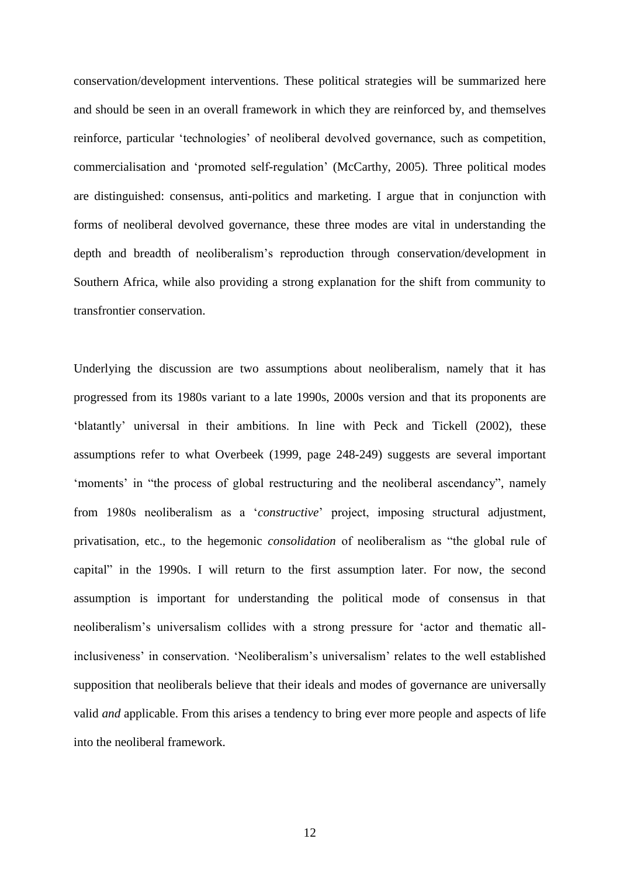conservation/development interventions. These political strategies will be summarized here and should be seen in an overall framework in which they are reinforced by, and themselves reinforce, particular 'technologies' of neoliberal devolved governance, such as competition, commercialisation and 'promoted self-regulation' (McCarthy, 2005). Three political modes are distinguished: consensus, anti-politics and marketing. I argue that in conjunction with forms of neoliberal devolved governance, these three modes are vital in understanding the depth and breadth of neoliberalism's reproduction through conservation/development in Southern Africa, while also providing a strong explanation for the shift from community to transfrontier conservation.

Underlying the discussion are two assumptions about neoliberalism, namely that it has progressed from its 1980s variant to a late 1990s, 2000s version and that its proponents are 'blatantly' universal in their ambitions. In line with Peck and Tickell (2002), these assumptions refer to what Overbeek (1999, page 248-249) suggests are several important 'moments' in "the process of global restructuring and the neoliberal ascendancy", namely from 1980s neoliberalism as a '*constructive*' project, imposing structural adjustment, privatisation, etc., to the hegemonic *consolidation* of neoliberalism as "the global rule of capital" in the 1990s. I will return to the first assumption later. For now, the second assumption is important for understanding the political mode of consensus in that neoliberalism's universalism collides with a strong pressure for 'actor and thematic all-inclusiveness' in conservation. 'Neoliberalism's universalism' relates to the well established supposition that neoliberals believe that their ideals and modes of governance are universally valid *and* applicable. From this arises a tendency to bring ever more people and aspects of life into the neoliberal framework.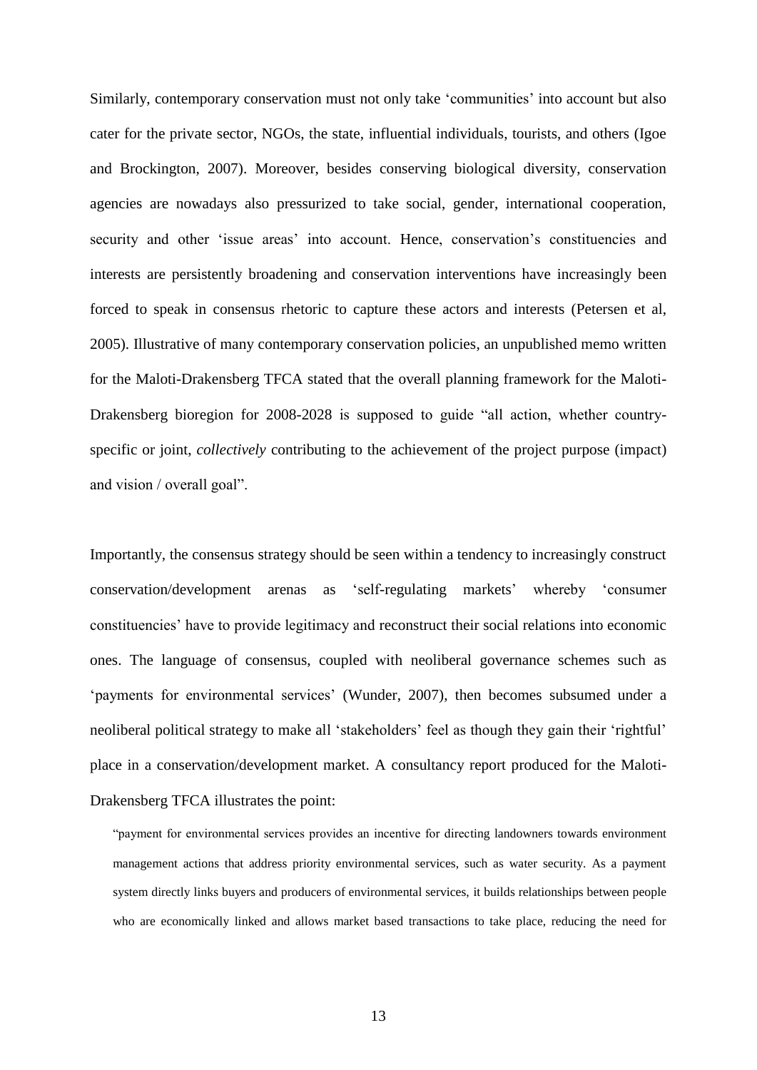Similarly, contemporary conservation must not only take 'communities' into account but also cater for the private sector, NGOs, the state, influential individuals, tourists, and others (Igoe and Brockington, 2007). Moreover, besides conserving biological diversity, conservation agencies are nowadays also pressurized to take social, gender, international cooperation, security and other 'issue areas' into account. Hence, conservation's constituencies and interests are persistently broadening and conservation interventions have increasingly been forced to speak in consensus rhetoric to capture these actors and interests (Petersen et al, 2005). Illustrative of many contemporary conservation policies, an unpublished memo written for the Maloti-Drakensberg TFCA stated that the overall planning framework for the Maloti-Drakensberg bioregion for 2008-2028 is supposed to guide "all action, whether country-specific or joint, *collectively* contributing to the achievement of the project purpose (impact) and vision / overall goal".

Importantly, the consensus strategy should be seen within a tendency to increasingly construct conservation/development arenas as 'self-regulating markets' whereby 'consumer constituencies' have to provide legitimacy and reconstruct their social relations into economic ones. The language of consensus, coupled with neoliberal governance schemes such as 'payments for environmental services' (Wunder, 2007), then becomes subsumed under a neoliberal political strategy to make all 'stakeholders' feel as though they gain their 'rightful' place in a conservation/development market. A consultancy report produced for the Maloti-Drakensberg TFCA illustrates the point:

> "payment for environmental services provides an incentive for directing landowners towards environment management actions that address priority environmental services, such as water security. As a payment system directly links buyers and producers of environmental services, it builds relationships between people who are economically linked and allows market based transactions to take place, reducing the need for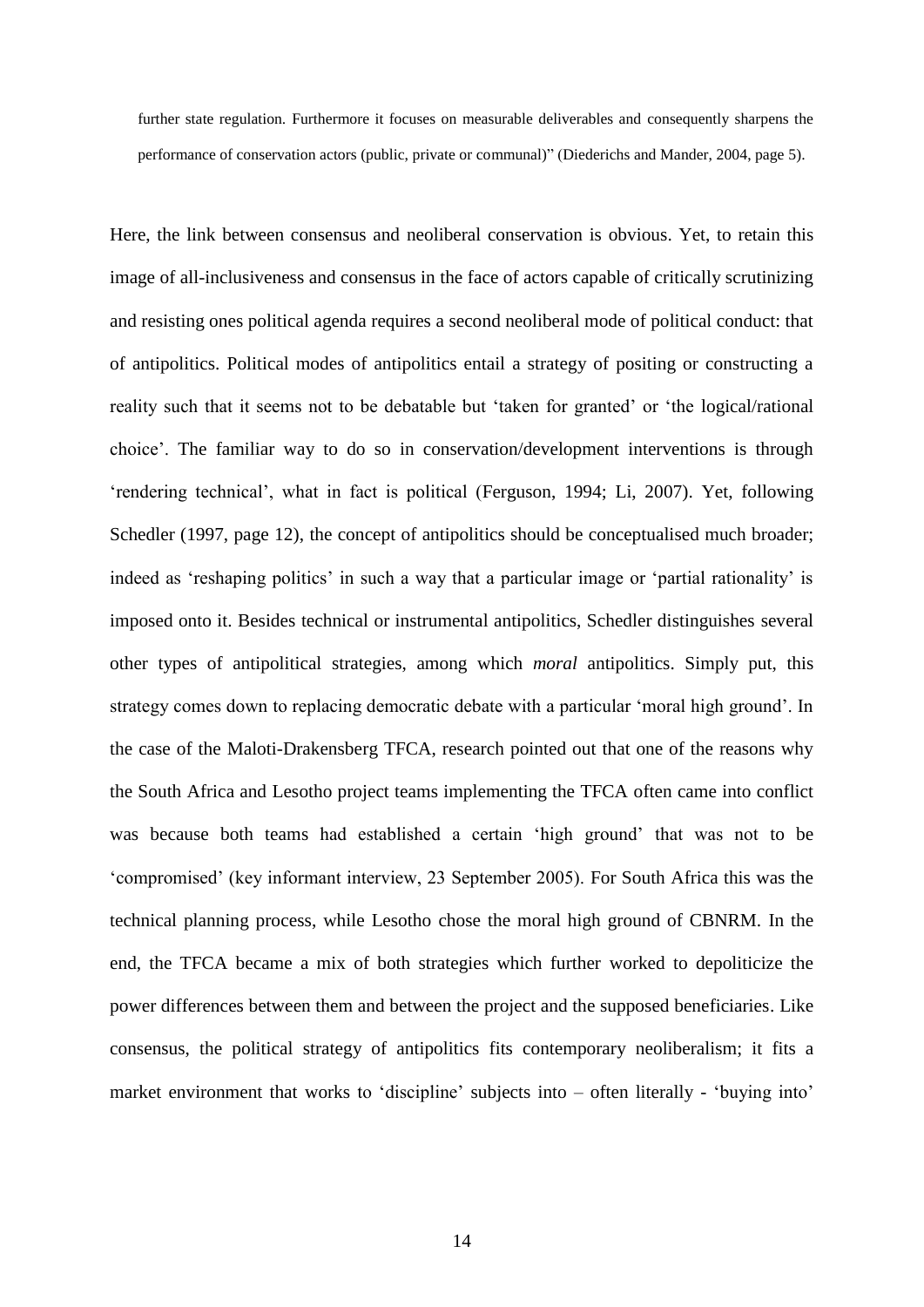> further state regulation. Furthermore it focuses on measurable deliverables and consequently sharpens the performance of conservation actors (public, private or communal)" (Diederichs and Mander, 2004, page 5).

Here, the link between consensus and neoliberal conservation is obvious. Yet, to retain this image of all-inclusiveness and consensus in the face of actors capable of critically scrutinizing and resisting ones political agenda requires a second neoliberal mode of political conduct: that of antipolitics. Political modes of antipolitics entail a strategy of positing or constructing a reality such that it seems not to be debatable but 'taken for granted' or 'the logical/rational choice'. The familiar way to do so in conservation/development interventions is through 'rendering technical', what in fact is political (Ferguson, 1994; Li, 2007). Yet, following Schedler (1997, page 12), the concept of antipolitics should be conceptualised much broader; indeed as 'reshaping politics' in such a way that a particular image or 'partial rationality' is imposed onto it. Besides technical or instrumental antipolitics, Schedler distinguishes several other types of antipolitical strategies, among which *moral* antipolitics. Simply put, this strategy comes down to replacing democratic debate with a particular 'moral high ground'. In the case of the Maloti-Drakensberg TFCA, research pointed out that one of the reasons why the South Africa and Lesotho project teams implementing the TFCA often came into conflict was because both teams had established a certain 'high ground' that was not to be 'compromised' (key informant interview, 23 September 2005). For South Africa this was the technical planning process, while Lesotho chose the moral high ground of CBNRM. In the end, the TFCA became a mix of both strategies which further worked to depoliticize the power differences between them and between the project and the supposed beneficiaries. Like consensus, the political strategy of antipolitics fits contemporary neoliberalism; it fits a market environment that works to 'discipline' subjects into – often literally - 'buying into'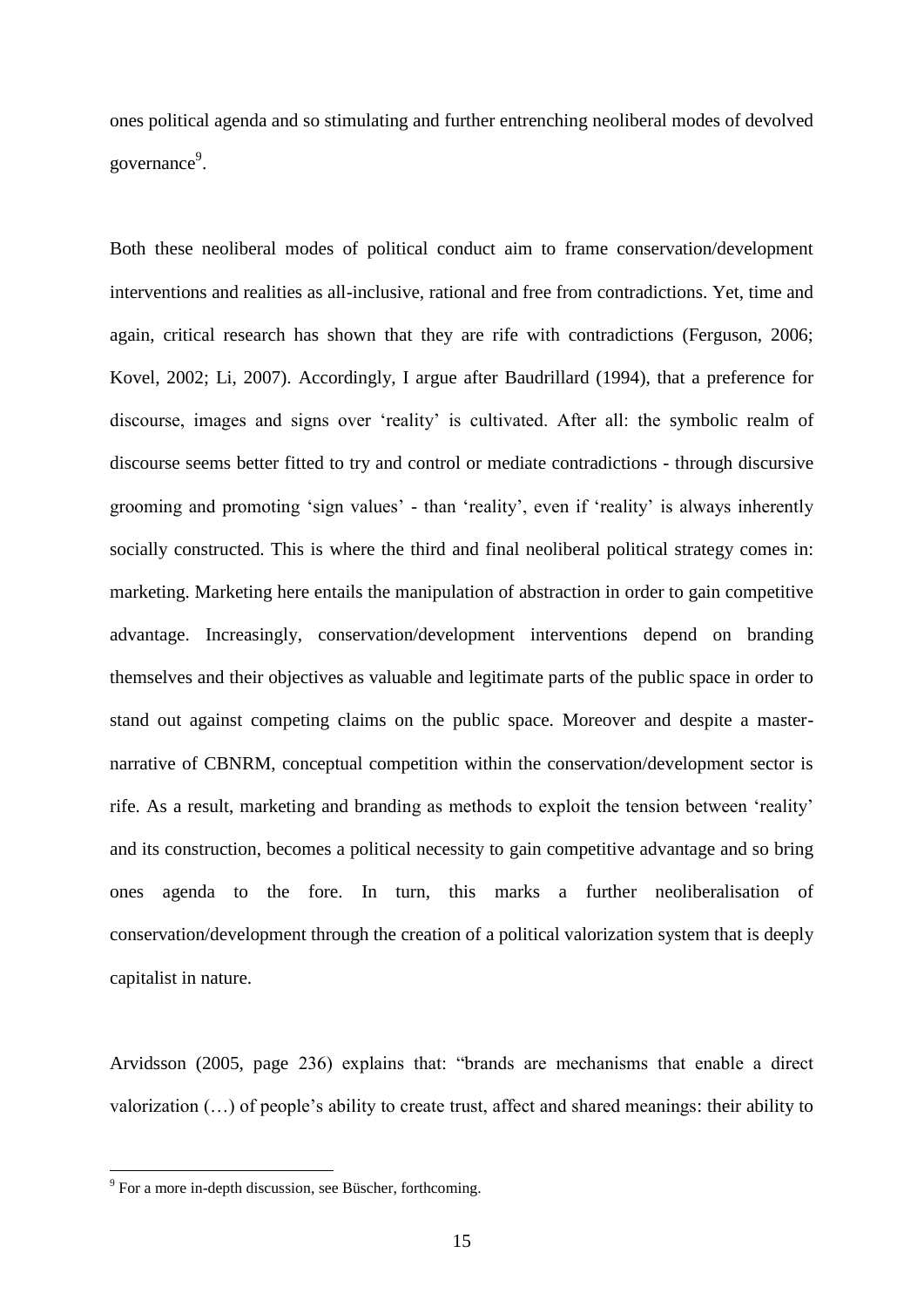ones political agenda and so stimulating and further entrenching neoliberal modes of devolved governance[9].

Both these neoliberal modes of political conduct aim to frame conservation/development interventions and realities as all-inclusive, rational and free from contradictions. Yet, time and again, critical research has shown that they are rife with contradictions (Ferguson, 2006; Kovel, 2002; Li, 2007). Accordingly, I argue after Baudrillard (1994), that a preference for discourse, images and signs over 'reality' is cultivated. After all: the symbolic realm of discourse seems better fitted to try and control or mediate contradictions - through discursive grooming and promoting 'sign values' - than 'reality', even if 'reality' is always inherently socially constructed. This is where the third and final neoliberal political strategy comes in: marketing. Marketing here entails the manipulation of abstraction in order to gain competitive advantage. Increasingly, conservation/development interventions depend on branding themselves and their objectives as valuable and legitimate parts of the public space in order to stand out against competing claims on the public space. Moreover and despite a master-narrative of CBNRM, conceptual competition within the conservation/development sector is rife. As a result, marketing and branding as methods to exploit the tension between 'reality' and its construction, becomes a political necessity to gain competitive advantage and so bring ones agenda to the fore. In turn, this marks a further neoliberalisation of conservation/development through the creation of a political valorization system that is deeply capitalist in nature.

Arvidsson (2005, page 236) explains that: "brands are mechanisms that enable a direct valorization (…) of people's ability to create trust, affect and shared meanings: their ability to

[9] For a more in-depth discussion, see Büscher, forthcoming.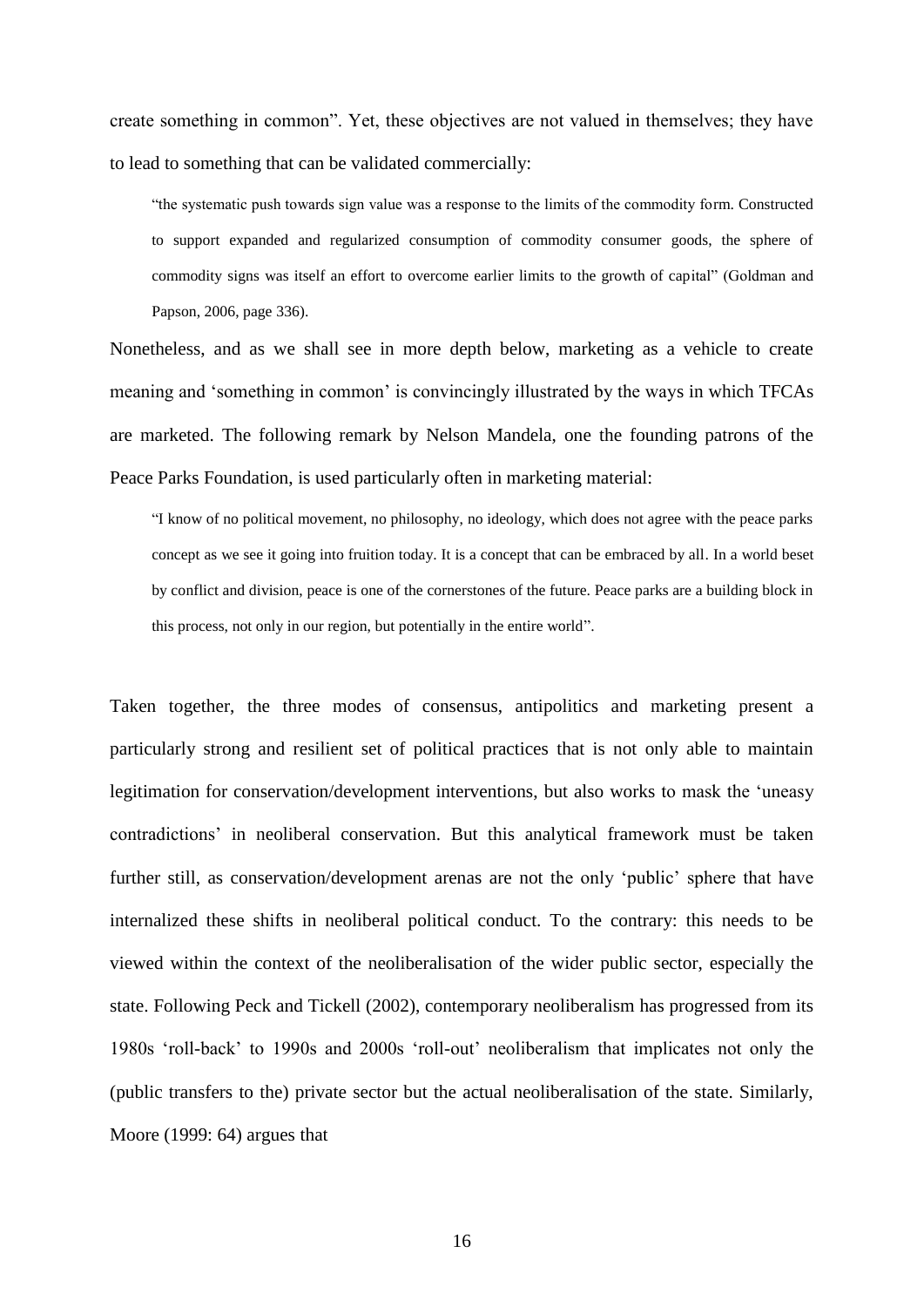create something in common". Yet, these objectives are not valued in themselves; they have to lead to something that can be validated commercially:

> "the systematic push towards sign value was a response to the limits of the commodity form. Constructed to support expanded and regularized consumption of commodity consumer goods, the sphere of commodity signs was itself an effort to overcome earlier limits to the growth of capital" (Goldman and Papson, 2006, page 336).

Nonetheless, and as we shall see in more depth below, marketing as a vehicle to create meaning and 'something in common' is convincingly illustrated by the ways in which TFCAs are marketed. The following remark by Nelson Mandela, one the founding patrons of the Peace Parks Foundation, is used particularly often in marketing material:

> "I know of no political movement, no philosophy, no ideology, which does not agree with the peace parks concept as we see it going into fruition today. It is a concept that can be embraced by all. In a world beset by conflict and division, peace is one of the cornerstones of the future. Peace parks are a building block in this process, not only in our region, but potentially in the entire world".

Taken together, the three modes of consensus, antipolitics and marketing present a particularly strong and resilient set of political practices that is not only able to maintain legitimation for conservation/development interventions, but also works to mask the 'uneasy contradictions' in neoliberal conservation. But this analytical framework must be taken further still, as conservation/development arenas are not the only 'public' sphere that have internalized these shifts in neoliberal political conduct. To the contrary: this needs to be viewed within the context of the neoliberalisation of the wider public sector, especially the state. Following Peck and Tickell (2002), contemporary neoliberalism has progressed from its 1980s 'roll-back' to 1990s and 2000s 'roll-out' neoliberalism that implicates not only the (public transfers to the) private sector but the actual neoliberalisation of the state. Similarly, Moore (1999: 64) argues that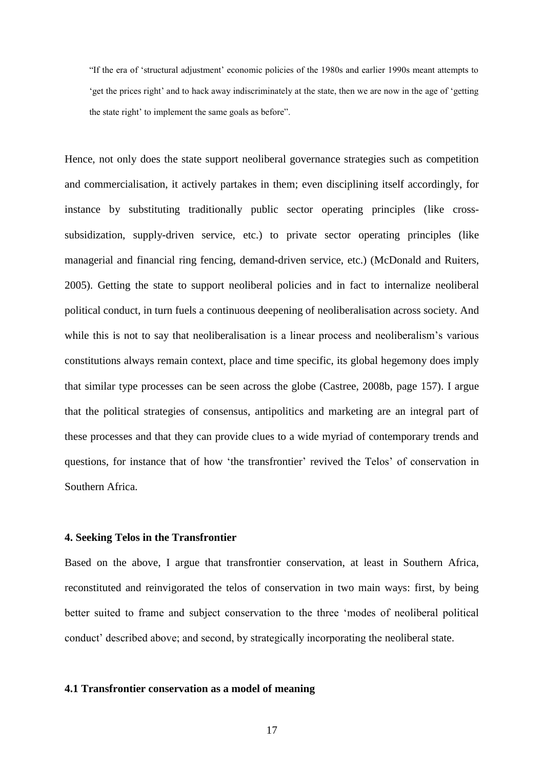> "If the era of 'structural adjustment' economic policies of the 1980s and earlier 1990s meant attempts to 'get the prices right' and to hack away indiscriminately at the state, then we are now in the age of 'getting the state right' to implement the same goals as before".

Hence, not only does the state support neoliberal governance strategies such as competition and commercialisation, it actively partakes in them; even disciplining itself accordingly, for instance by substituting traditionally public sector operating principles (like cross-subsidization, supply-driven service, etc.) to private sector operating principles (like managerial and financial ring fencing, demand-driven service, etc.) (McDonald and Ruiters, 2005). Getting the state to support neoliberal policies and in fact to internalize neoliberal political conduct, in turn fuels a continuous deepening of neoliberalisation across society. And while this is not to say that neoliberalisation is a linear process and neoliberalism's various constitutions always remain context, place and time specific, its global hegemony does imply that similar type processes can be seen across the globe (Castree, 2008b, page 157). I argue that the political strategies of consensus, antipolitics and marketing are an integral part of these processes and that they can provide clues to a wide myriad of contemporary trends and questions, for instance that of how 'the transfrontier' revived the Telos' of conservation in Southern Africa.

## 4. Seeking Telos in the Transfrontier

Based on the above, I argue that transfrontier conservation, at least in Southern Africa, reconstituted and reinvigorated the telos of conservation in two main ways: first, by being better suited to frame and subject conservation to the three 'modes of neoliberal political conduct' described above; and second, by strategically incorporating the neoliberal state.

### 4.1 Transfrontier conservation as a model of meaning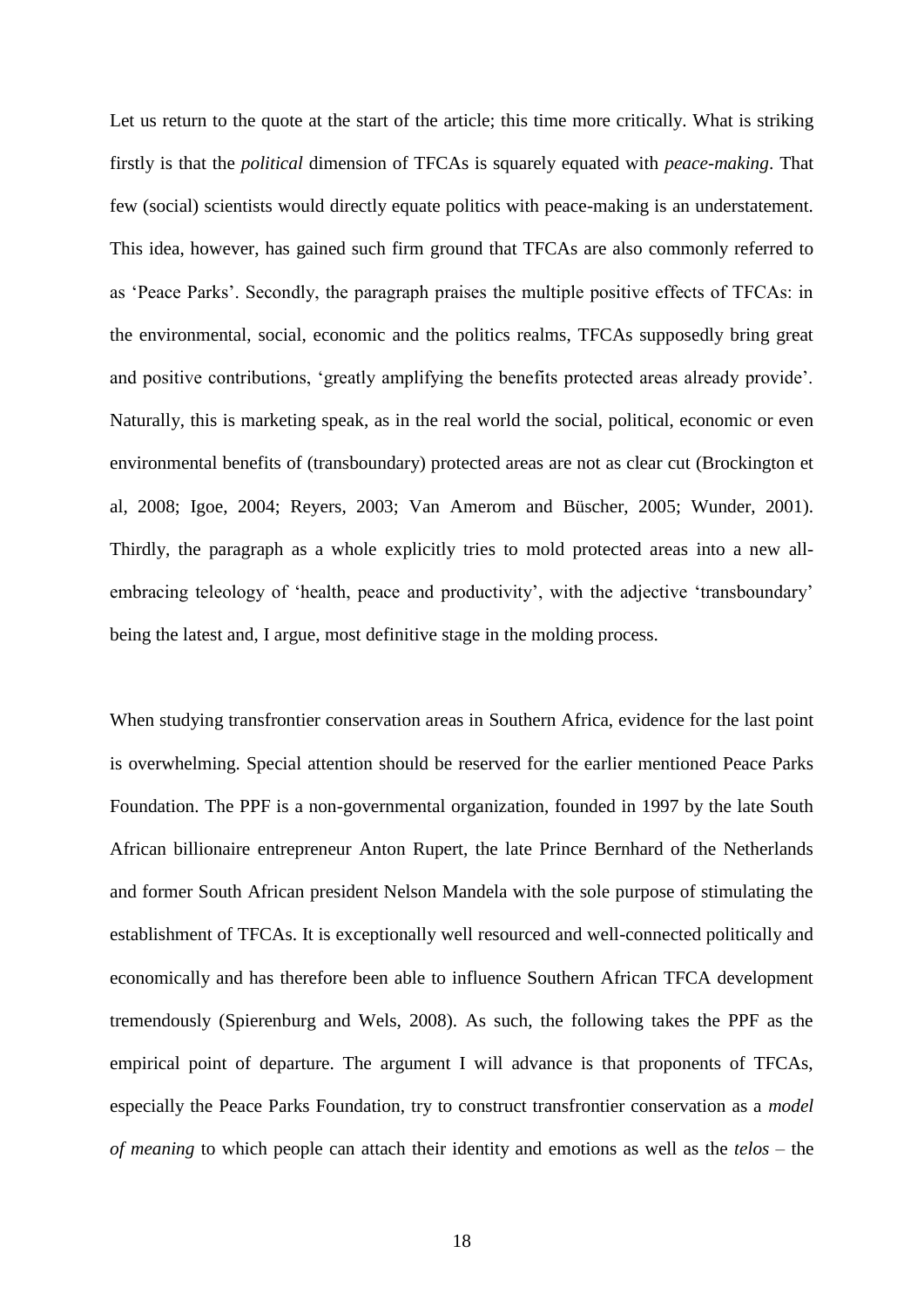Let us return to the quote at the start of the article; this time more critically. What is striking firstly is that the *political* dimension of TFCAs is squarely equated with *peace-making*. That few (social) scientists would directly equate politics with peace-making is an understatement. This idea, however, has gained such firm ground that TFCAs are also commonly referred to as 'Peace Parks'. Secondly, the paragraph praises the multiple positive effects of TFCAs: in the environmental, social, economic and the politics realms, TFCAs supposedly bring great and positive contributions, 'greatly amplifying the benefits protected areas already provide'. Naturally, this is marketing speak, as in the real world the social, political, economic or even environmental benefits of (transboundary) protected areas are not as clear cut (Brockington et al, 2008; Igoe, 2004; Reyers, 2003; Van Amerom and Büscher, 2005; Wunder, 2001). Thirdly, the paragraph as a whole explicitly tries to mold protected areas into a new all-embracing teleology of 'health, peace and productivity', with the adjective 'transboundary' being the latest and, I argue, most definitive stage in the molding process.

When studying transfrontier conservation areas in Southern Africa, evidence for the last point is overwhelming. Special attention should be reserved for the earlier mentioned Peace Parks Foundation. The PPF is a non-governmental organization, founded in 1997 by the late South African billionaire entrepreneur Anton Rupert, the late Prince Bernhard of the Netherlands and former South African president Nelson Mandela with the sole purpose of stimulating the establishment of TFCAs. It is exceptionally well resourced and well-connected politically and economically and has therefore been able to influence Southern African TFCA development tremendously (Spierenburg and Wels, 2008). As such, the following takes the PPF as the empirical point of departure. The argument I will advance is that proponents of TFCAs, especially the Peace Parks Foundation, try to construct transfrontier conservation as a *model of meaning* to which people can attach their identity and emotions as well as the *telos* – the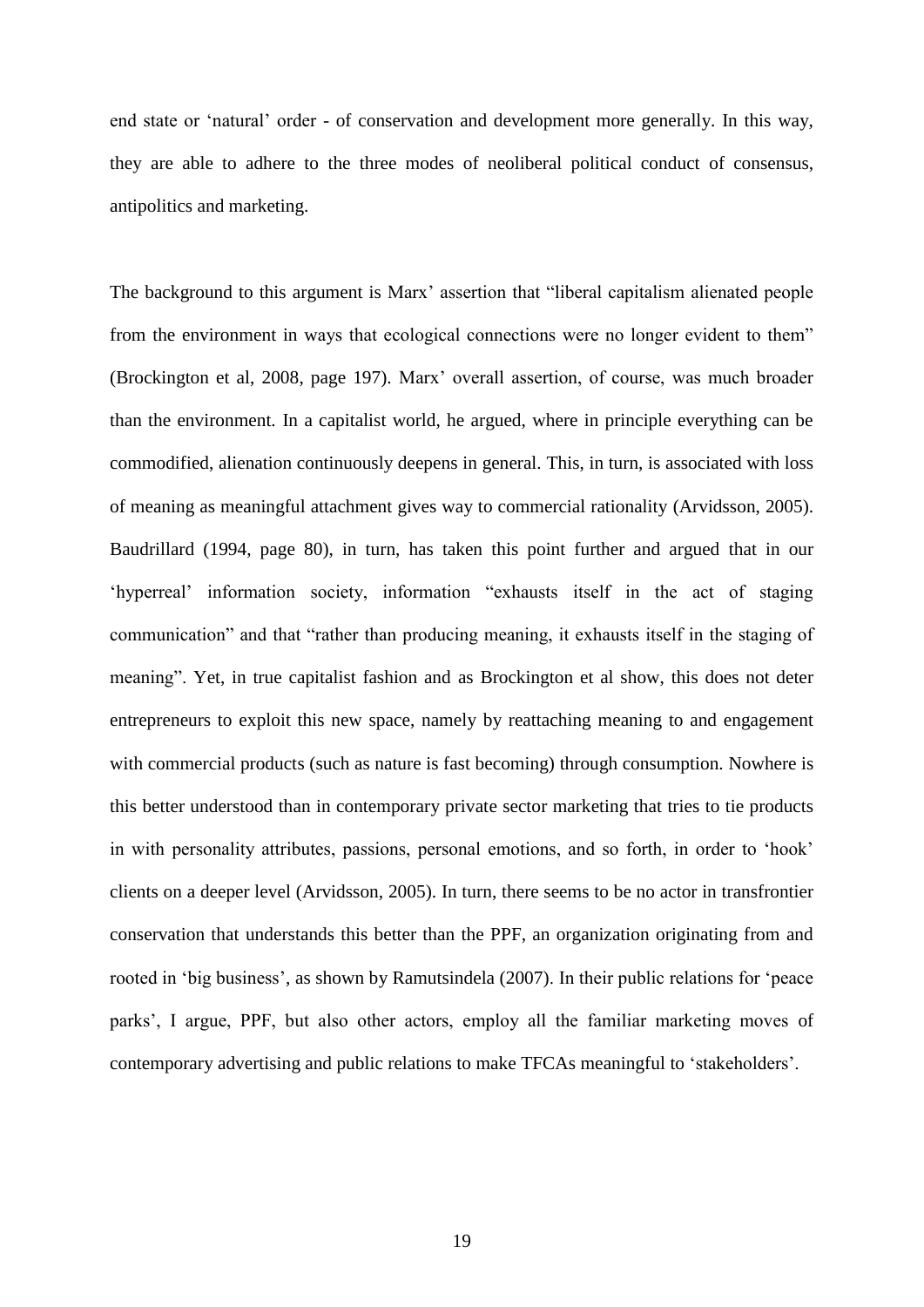end state or 'natural' order - of conservation and development more generally. In this way, they are able to adhere to the three modes of neoliberal political conduct of consensus, antipolitics and marketing.

The background to this argument is Marx' assertion that "liberal capitalism alienated people from the environment in ways that ecological connections were no longer evident to them" (Brockington et al, 2008, page 197). Marx' overall assertion, of course, was much broader than the environment. In a capitalist world, he argued, where in principle everything can be commodified, alienation continuously deepens in general. This, in turn, is associated with loss of meaning as meaningful attachment gives way to commercial rationality (Arvidsson, 2005). Baudrillard (1994, page 80), in turn, has taken this point further and argued that in our 'hyperreal' information society, information "exhausts itself in the act of staging communication" and that "rather than producing meaning, it exhausts itself in the staging of meaning". Yet, in true capitalist fashion and as Brockington et al show, this does not deter entrepreneurs to exploit this new space, namely by reattaching meaning to and engagement with commercial products (such as nature is fast becoming) through consumption. Nowhere is this better understood than in contemporary private sector marketing that tries to tie products in with personality attributes, passions, personal emotions, and so forth, in order to 'hook' clients on a deeper level (Arvidsson, 2005). In turn, there seems to be no actor in transfrontier conservation that understands this better than the PPF, an organization originating from and rooted in 'big business', as shown by Ramutsindela (2007). In their public relations for 'peace parks', I argue, PPF, but also other actors, employ all the familiar marketing moves of contemporary advertising and public relations to make TFCAs meaningful to 'stakeholders'.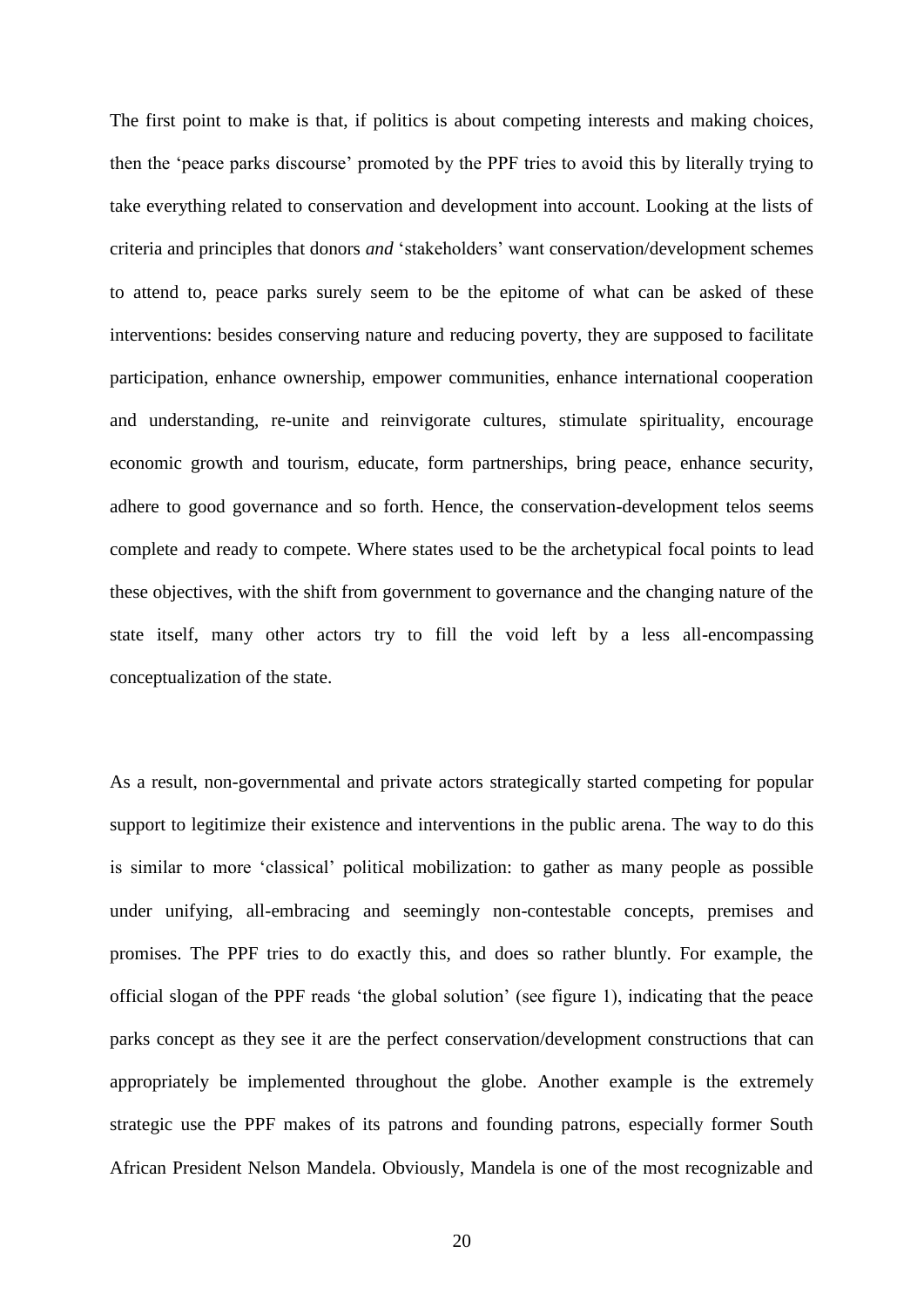The first point to make is that, if politics is about competing interests and making choices, then the 'peace parks discourse' promoted by the PPF tries to avoid this by literally trying to take everything related to conservation and development into account. Looking at the lists of criteria and principles that donors *and* 'stakeholders' want conservation/development schemes to attend to, peace parks surely seem to be the epitome of what can be asked of these interventions: besides conserving nature and reducing poverty, they are supposed to facilitate participation, enhance ownership, empower communities, enhance international cooperation and understanding, re-unite and reinvigorate cultures, stimulate spirituality, encourage economic growth and tourism, educate, form partnerships, bring peace, enhance security, adhere to good governance and so forth. Hence, the conservation-development telos seems complete and ready to compete. Where states used to be the archetypical focal points to lead these objectives, with the shift from government to governance and the changing nature of the state itself, many other actors try to fill the void left by a less all-encompassing conceptualization of the state.

As a result, non-governmental and private actors strategically started competing for popular support to legitimize their existence and interventions in the public arena. The way to do this is similar to more 'classical' political mobilization: to gather as many people as possible under unifying, all-embracing and seemingly non-contestable concepts, premises and promises. The PPF tries to do exactly this, and does so rather bluntly. For example, the official slogan of the PPF reads 'the global solution' (see figure 1), indicating that the peace parks concept as they see it are the perfect conservation/development constructions that can appropriately be implemented throughout the globe. Another example is the extremely strategic use the PPF makes of its patrons and founding patrons, especially former South African President Nelson Mandela. Obviously, Mandela is one of the most recognizable and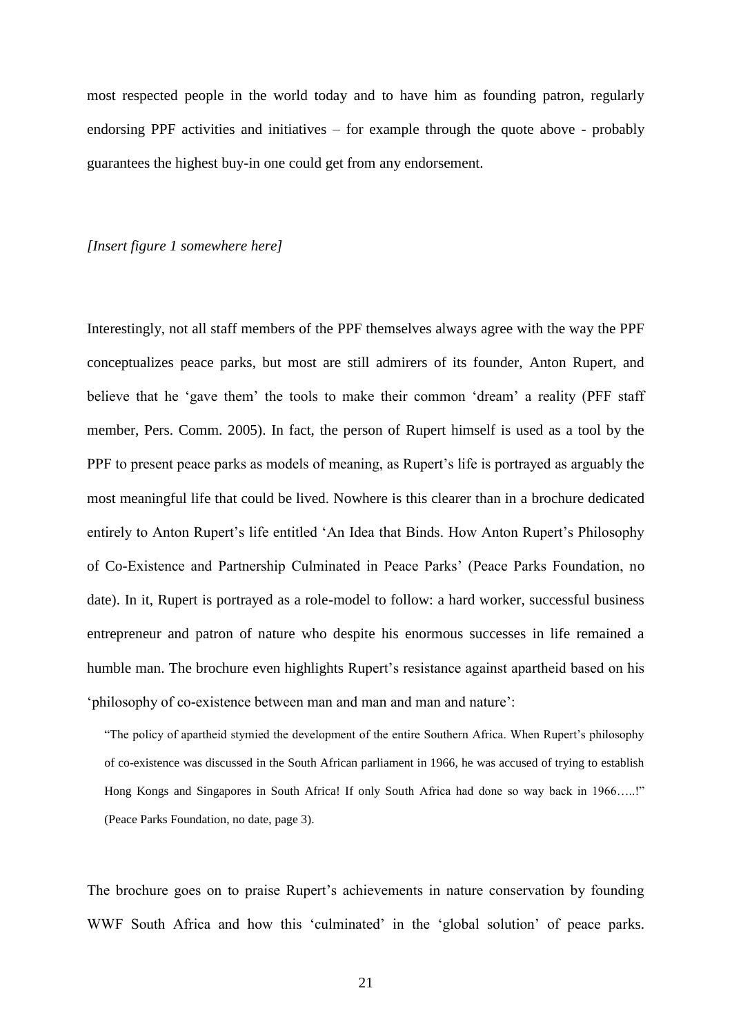most respected people in the world today and to have him as founding patron, regularly endorsing PPF activities and initiatives – for example through the quote above - probably guarantees the highest buy-in one could get from any endorsement.

*[Insert figure 1 somewhere here]*

Interestingly, not all staff members of the PPF themselves always agree with the way the PPF conceptualizes peace parks, but most are still admirers of its founder, Anton Rupert, and believe that he 'gave them' the tools to make their common 'dream' a reality (PFF staff member, Pers. Comm. 2005). In fact, the person of Rupert himself is used as a tool by the PPF to present peace parks as models of meaning, as Rupert's life is portrayed as arguably the most meaningful life that could be lived. Nowhere is this clearer than in a brochure dedicated entirely to Anton Rupert's life entitled 'An Idea that Binds. How Anton Rupert's Philosophy of Co-Existence and Partnership Culminated in Peace Parks' (Peace Parks Foundation, no date). In it, Rupert is portrayed as a role-model to follow: a hard worker, successful business entrepreneur and patron of nature who despite his enormous successes in life remained a humble man. The brochure even highlights Rupert's resistance against apartheid based on his 'philosophy of co-existence between man and man and man and nature':

> "The policy of apartheid stymied the development of the entire Southern Africa. When Rupert's philosophy of co-existence was discussed in the South African parliament in 1966, he was accused of trying to establish Hong Kongs and Singapores in South Africa! If only South Africa had done so way back in 1966…..!" (Peace Parks Foundation, no date, page 3).

The brochure goes on to praise Rupert's achievements in nature conservation by founding WWF South Africa and how this 'culminated' in the 'global solution' of peace parks.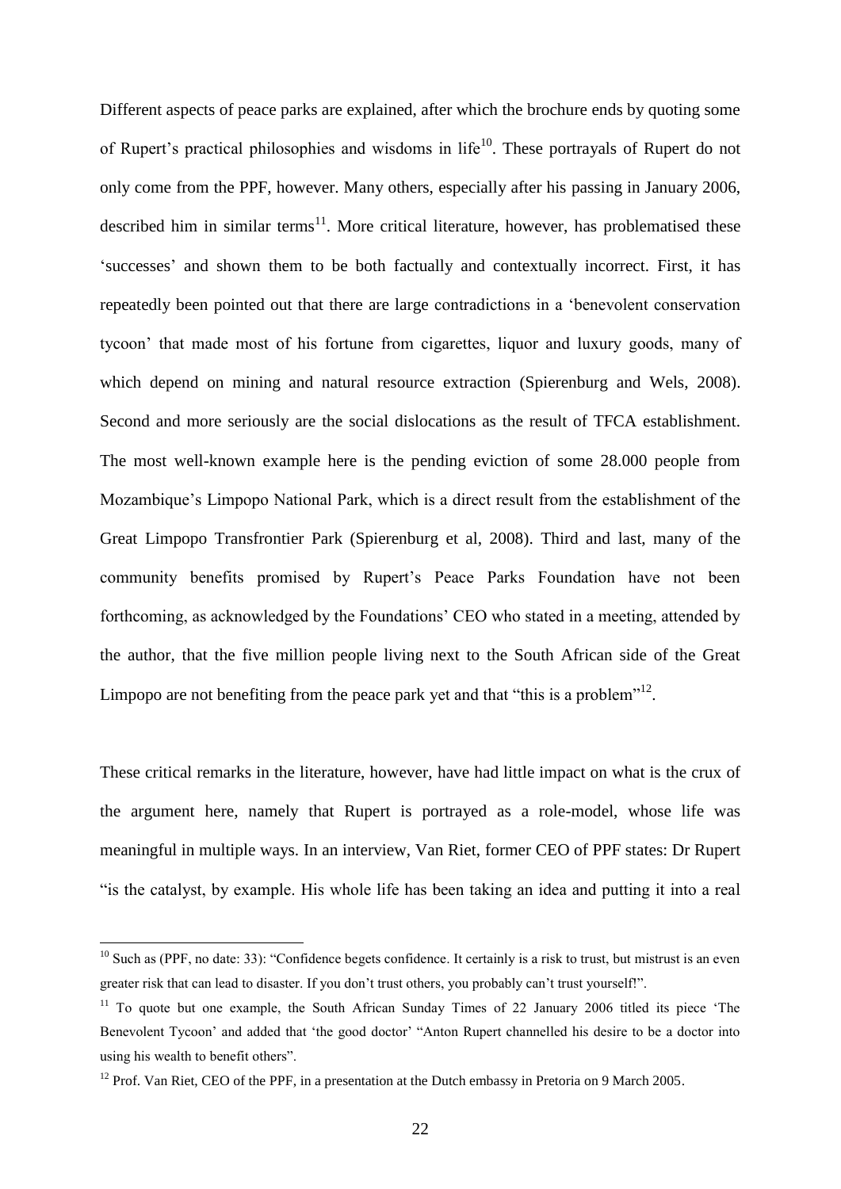Different aspects of peace parks are explained, after which the brochure ends by quoting some of Rupert's practical philosophies and wisdoms in life[10]. These portrayals of Rupert do not only come from the PPF, however. Many others, especially after his passing in January 2006, described him in similar terms[11]. More critical literature, however, has problematised these 'successes' and shown them to be both factually and contextually incorrect. First, it has repeatedly been pointed out that there are large contradictions in a 'benevolent conservation tycoon' that made most of his fortune from cigarettes, liquor and luxury goods, many of which depend on mining and natural resource extraction (Spierenburg and Wels, 2008). Second and more seriously are the social dislocations as the result of TFCA establishment. The most well-known example here is the pending eviction of some 28.000 people from Mozambique's Limpopo National Park, which is a direct result from the establishment of the Great Limpopo Transfrontier Park (Spierenburg et al, 2008). Third and last, many of the community benefits promised by Rupert's Peace Parks Foundation have not been forthcoming, as acknowledged by the Foundations' CEO who stated in a meeting, attended by the author, that the five million people living next to the South African side of the Great Limpopo are not benefiting from the peace park yet and that "this is a problem"[12].

These critical remarks in the literature, however, have had little impact on what is the crux of the argument here, namely that Rupert is portrayed as a role-model, whose life was meaningful in multiple ways. In an interview, Van Riet, former CEO of PPF states: Dr Rupert "is the catalyst, by example. His whole life has been taking an idea and putting it into a real

---

[10] Such as (PPF, no date: 33): "Confidence begets confidence. It certainly is a risk to trust, but mistrust is an even greater risk that can lead to disaster. If you don't trust others, you probably can't trust yourself!".

[11] To quote but one example, the South African Sunday Times of 22 January 2006 titled its piece 'The Benevolent Tycoon' and added that 'the good doctor' "Anton Rupert channelled his desire to be a doctor into using his wealth to benefit others".

[12] Prof. Van Riet, CEO of the PPF, in a presentation at the Dutch embassy in Pretoria on 9 March 2005.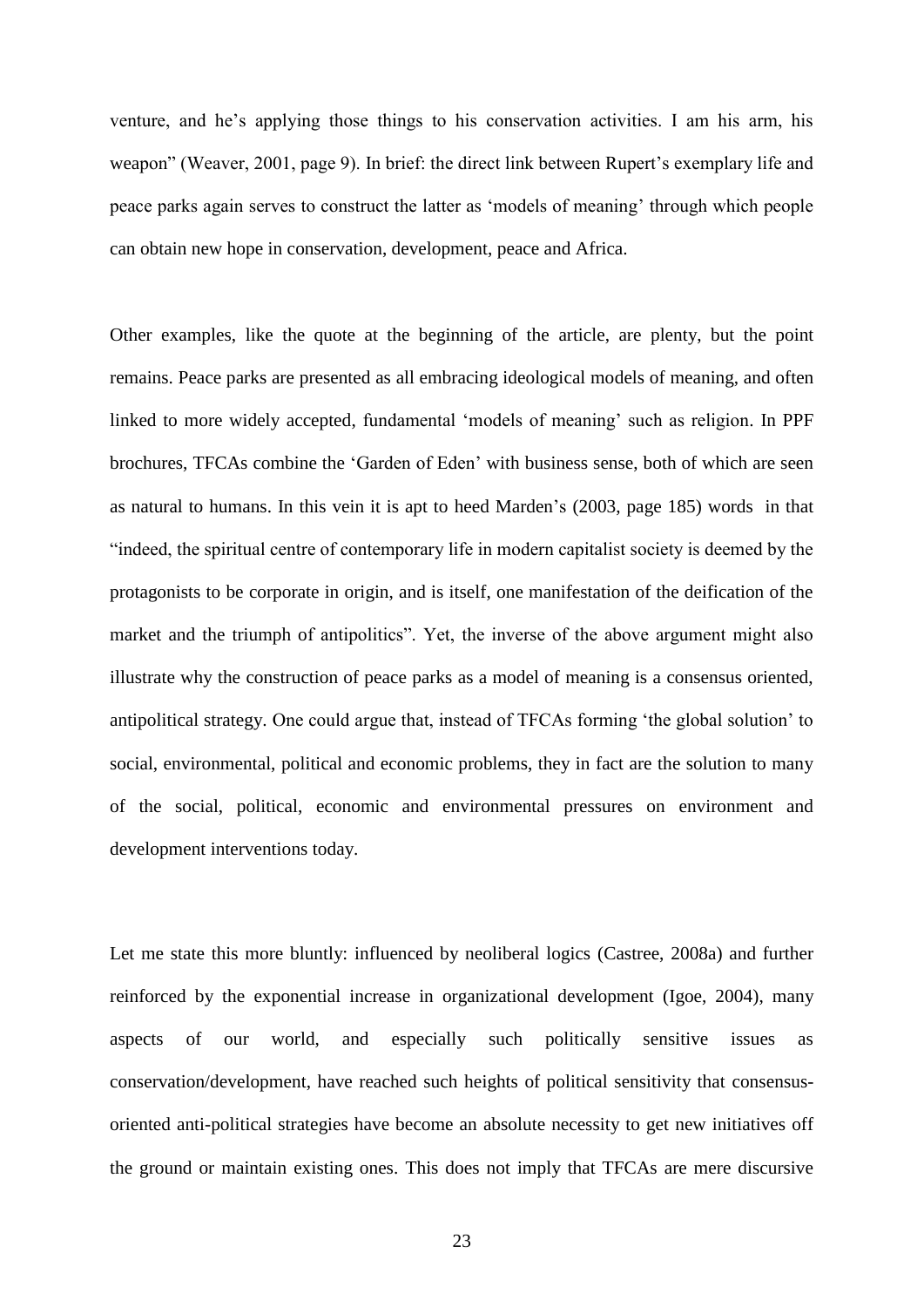venture, and he's applying those things to his conservation activities. I am his arm, his weapon" (Weaver, 2001, page 9). In brief: the direct link between Rupert's exemplary life and peace parks again serves to construct the latter as 'models of meaning' through which people can obtain new hope in conservation, development, peace and Africa.

Other examples, like the quote at the beginning of the article, are plenty, but the point remains. Peace parks are presented as all embracing ideological models of meaning, and often linked to more widely accepted, fundamental 'models of meaning' such as religion. In PPF brochures, TFCAs combine the 'Garden of Eden' with business sense, both of which are seen as natural to humans. In this vein it is apt to heed Marden's (2003, page 185) words in that "indeed, the spiritual centre of contemporary life in modern capitalist society is deemed by the protagonists to be corporate in origin, and is itself, one manifestation of the deification of the market and the triumph of antipolitics". Yet, the inverse of the above argument might also illustrate why the construction of peace parks as a model of meaning is a consensus oriented, antipolitical strategy. One could argue that, instead of TFCAs forming 'the global solution' to social, environmental, political and economic problems, they in fact are the solution to many of the social, political, economic and environmental pressures on environment and development interventions today.

Let me state this more bluntly: influenced by neoliberal logics (Castree, 2008a) and further reinforced by the exponential increase in organizational development (Igoe, 2004), many aspects of our world, and especially such politically sensitive issues as conservation/development, have reached such heights of political sensitivity that consensus-oriented anti-political strategies have become an absolute necessity to get new initiatives off the ground or maintain existing ones. This does not imply that TFCAs are mere discursive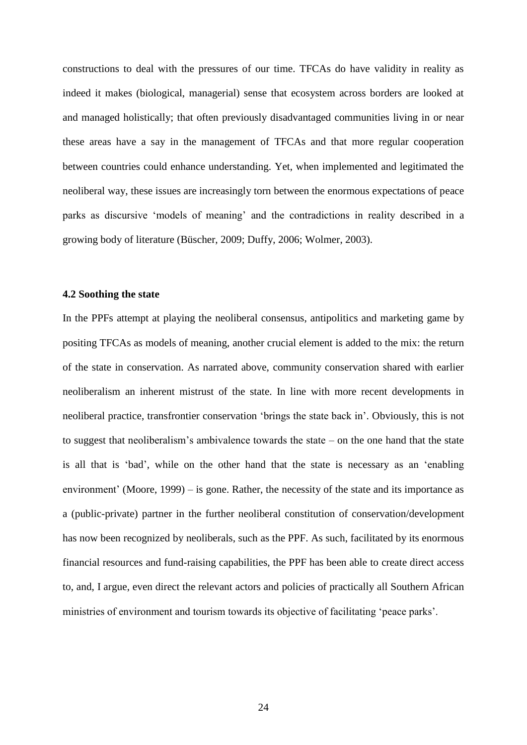constructions to deal with the pressures of our time. TFCAs do have validity in reality as indeed it makes (biological, managerial) sense that ecosystem across borders are looked at and managed holistically; that often previously disadvantaged communities living in or near these areas have a say in the management of TFCAs and that more regular cooperation between countries could enhance understanding. Yet, when implemented and legitimated the neoliberal way, these issues are increasingly torn between the enormous expectations of peace parks as discursive 'models of meaning' and the contradictions in reality described in a growing body of literature (Büscher, 2009; Duffy, 2006; Wolmer, 2003).

### 4.2 Soothing the state

In the PPFs attempt at playing the neoliberal consensus, antipolitics and marketing game by positing TFCAs as models of meaning, another crucial element is added to the mix: the return of the state in conservation. As narrated above, community conservation shared with earlier neoliberalism an inherent mistrust of the state. In line with more recent developments in neoliberal practice, transfrontier conservation 'brings the state back in'. Obviously, this is not to suggest that neoliberalism's ambivalence towards the state – on the one hand that the state is all that is 'bad', while on the other hand that the state is necessary as an 'enabling environment' (Moore, 1999) – is gone. Rather, the necessity of the state and its importance as a (public-private) partner in the further neoliberal constitution of conservation/development has now been recognized by neoliberals, such as the PPF. As such, facilitated by its enormous financial resources and fund-raising capabilities, the PPF has been able to create direct access to, and, I argue, even direct the relevant actors and policies of practically all Southern African ministries of environment and tourism towards its objective of facilitating 'peace parks'.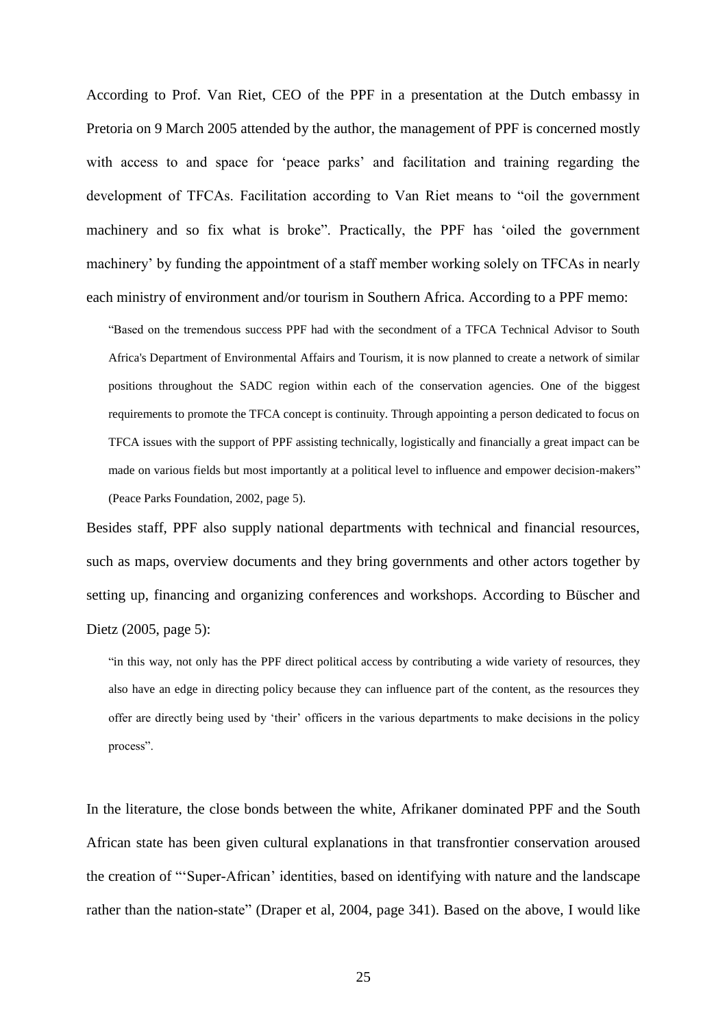According to Prof. Van Riet, CEO of the PPF in a presentation at the Dutch embassy in Pretoria on 9 March 2005 attended by the author, the management of PPF is concerned mostly with access to and space for 'peace parks' and facilitation and training regarding the development of TFCAs. Facilitation according to Van Riet means to "oil the government machinery and so fix what is broke". Practically, the PPF has 'oiled the government machinery' by funding the appointment of a staff member working solely on TFCAs in nearly each ministry of environment and/or tourism in Southern Africa. According to a PPF memo:

> "Based on the tremendous success PPF had with the secondment of a TFCA Technical Advisor to South Africa's Department of Environmental Affairs and Tourism, it is now planned to create a network of similar positions throughout the SADC region within each of the conservation agencies. One of the biggest requirements to promote the TFCA concept is continuity. Through appointing a person dedicated to focus on TFCA issues with the support of PPF assisting technically, logistically and financially a great impact can be made on various fields but most importantly at a political level to influence and empower decision-makers" (Peace Parks Foundation, 2002, page 5).

Besides staff, PPF also supply national departments with technical and financial resources, such as maps, overview documents and they bring governments and other actors together by setting up, financing and organizing conferences and workshops. According to Büscher and Dietz (2005, page 5):

> "in this way, not only has the PPF direct political access by contributing a wide variety of resources, they also have an edge in directing policy because they can influence part of the content, as the resources they offer are directly being used by 'their' officers in the various departments to make decisions in the policy process".

In the literature, the close bonds between the white, Afrikaner dominated PPF and the South African state has been given cultural explanations in that transfrontier conservation aroused the creation of "'Super-African' identities, based on identifying with nature and the landscape rather than the nation-state" (Draper et al, 2004, page 341). Based on the above, I would like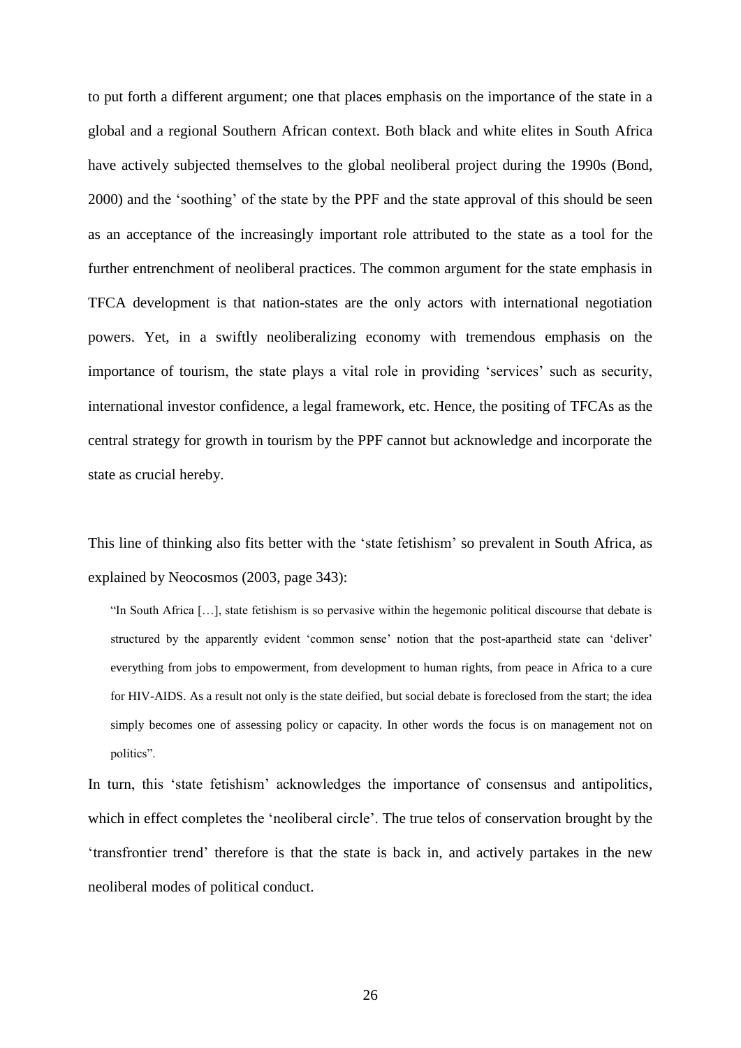to put forth a different argument; one that places emphasis on the importance of the state in a global and a regional Southern African context. Both black and white elites in South Africa have actively subjected themselves to the global neoliberal project during the 1990s (Bond, 2000) and the 'soothing' of the state by the PPF and the state approval of this should be seen as an acceptance of the increasingly important role attributed to the state as a tool for the further entrenchment of neoliberal practices. The common argument for the state emphasis in TFCA development is that nation-states are the only actors with international negotiation powers. Yet, in a swiftly neoliberalizing economy with tremendous emphasis on the importance of tourism, the state plays a vital role in providing 'services' such as security, international investor confidence, a legal framework, etc. Hence, the positing of TFCAs as the central strategy for growth in tourism by the PPF cannot but acknowledge and incorporate the state as crucial hereby.

This line of thinking also fits better with the 'state fetishism' so prevalent in South Africa, as explained by Neocosmos (2003, page 343):

> "In South Africa […], state fetishism is so pervasive within the hegemonic political discourse that debate is structured by the apparently evident 'common sense' notion that the post-apartheid state can 'deliver' everything from jobs to empowerment, from development to human rights, from peace in Africa to a cure for HIV-AIDS. As a result not only is the state deified, but social debate is foreclosed from the start; the idea simply becomes one of assessing policy or capacity. In other words the focus is on management not on politics".

In turn, this 'state fetishism' acknowledges the importance of consensus and antipolitics, which in effect completes the 'neoliberal circle'. The true telos of conservation brought by the 'transfrontier trend' therefore is that the state is back in, and actively partakes in the new neoliberal modes of political conduct.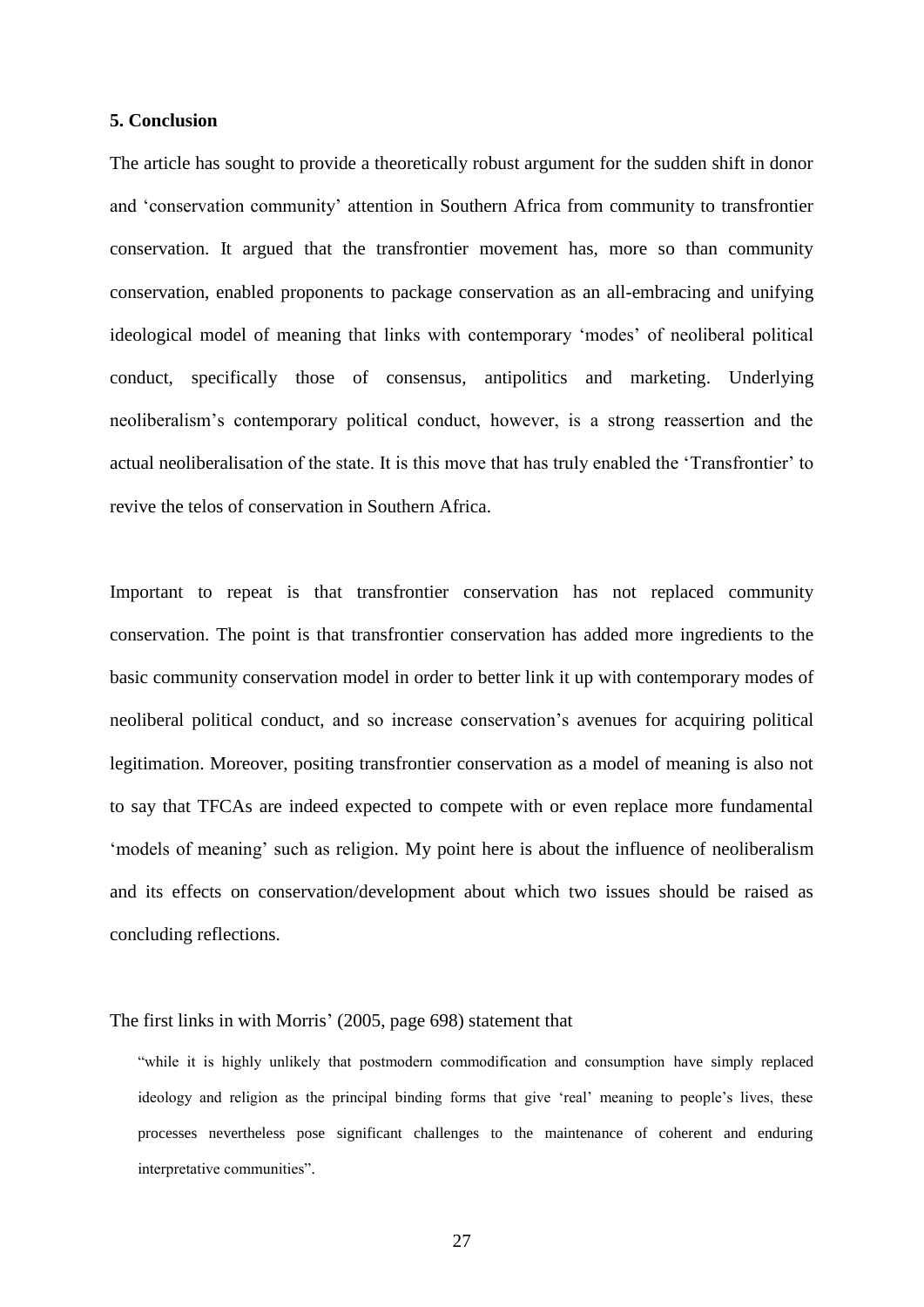## 5. Conclusion

The article has sought to provide a theoretically robust argument for the sudden shift in donor and 'conservation community' attention in Southern Africa from community to transfrontier conservation. It argued that the transfrontier movement has, more so than community conservation, enabled proponents to package conservation as an all-embracing and unifying ideological model of meaning that links with contemporary 'modes' of neoliberal political conduct, specifically those of consensus, antipolitics and marketing. Underlying neoliberalism's contemporary political conduct, however, is a strong reassertion and the actual neoliberalisation of the state. It is this move that has truly enabled the 'Transfrontier' to revive the telos of conservation in Southern Africa.

Important to repeat is that transfrontier conservation has not replaced community conservation. The point is that transfrontier conservation has added more ingredients to the basic community conservation model in order to better link it up with contemporary modes of neoliberal political conduct, and so increase conservation's avenues for acquiring political legitimation. Moreover, positing transfrontier conservation as a model of meaning is also not to say that TFCAs are indeed expected to compete with or even replace more fundamental 'models of meaning' such as religion. My point here is about the influence of neoliberalism and its effects on conservation/development about which two issues should be raised as concluding reflections.

The first links in with Morris' (2005, page 698) statement that

> "while it is highly unlikely that postmodern commodification and consumption have simply replaced ideology and religion as the principal binding forms that give 'real' meaning to people's lives, these processes nevertheless pose significant challenges to the maintenance of coherent and enduring interpretative communities".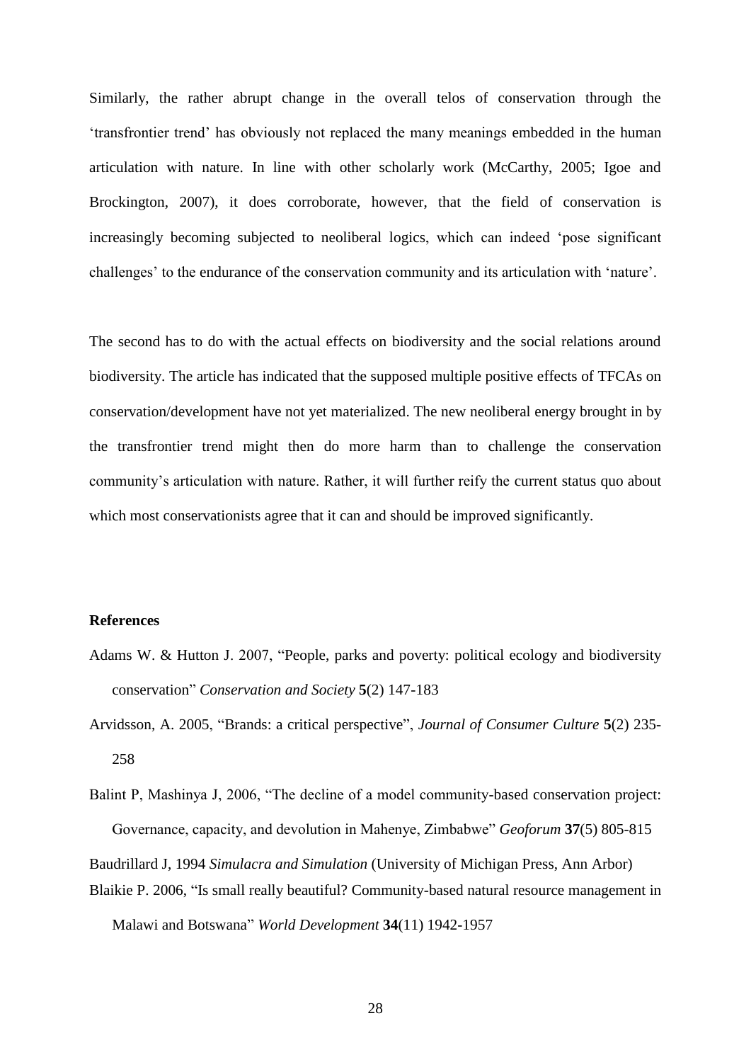Similarly, the rather abrupt change in the overall telos of conservation through the 'transfrontier trend' has obviously not replaced the many meanings embedded in the human articulation with nature. In line with other scholarly work (McCarthy, 2005; Igoe and Brockington, 2007), it does corroborate, however, that the field of conservation is increasingly becoming subjected to neoliberal logics, which can indeed 'pose significant challenges' to the endurance of the conservation community and its articulation with 'nature'.

The second has to do with the actual effects on biodiversity and the social relations around biodiversity. The article has indicated that the supposed multiple positive effects of TFCAs on conservation/development have not yet materialized. The new neoliberal energy brought in by the transfrontier trend might then do more harm than to challenge the conservation community's articulation with nature. Rather, it will further reify the current status quo about which most conservationists agree that it can and should be improved significantly.

**References**

Adams W. & Hutton J. 2007, "People, parks and poverty: political ecology and biodiversity conservation" *Conservation and Society* **5**(2) 147-183

Arvidsson, A. 2005, "Brands: a critical perspective", *Journal of Consumer Culture* **5**(2) 235-258

Balint P, Mashinya J, 2006, "The decline of a model community-based conservation project: Governance, capacity, and devolution in Mahenye, Zimbabwe" *Geoforum* **37**(5) 805-815

Baudrillard J, 1994 *Simulacra and Simulation* (University of Michigan Press, Ann Arbor)

Blaikie P. 2006, "Is small really beautiful? Community-based natural resource management in Malawi and Botswana" *World Development* **34**(11) 1942-1957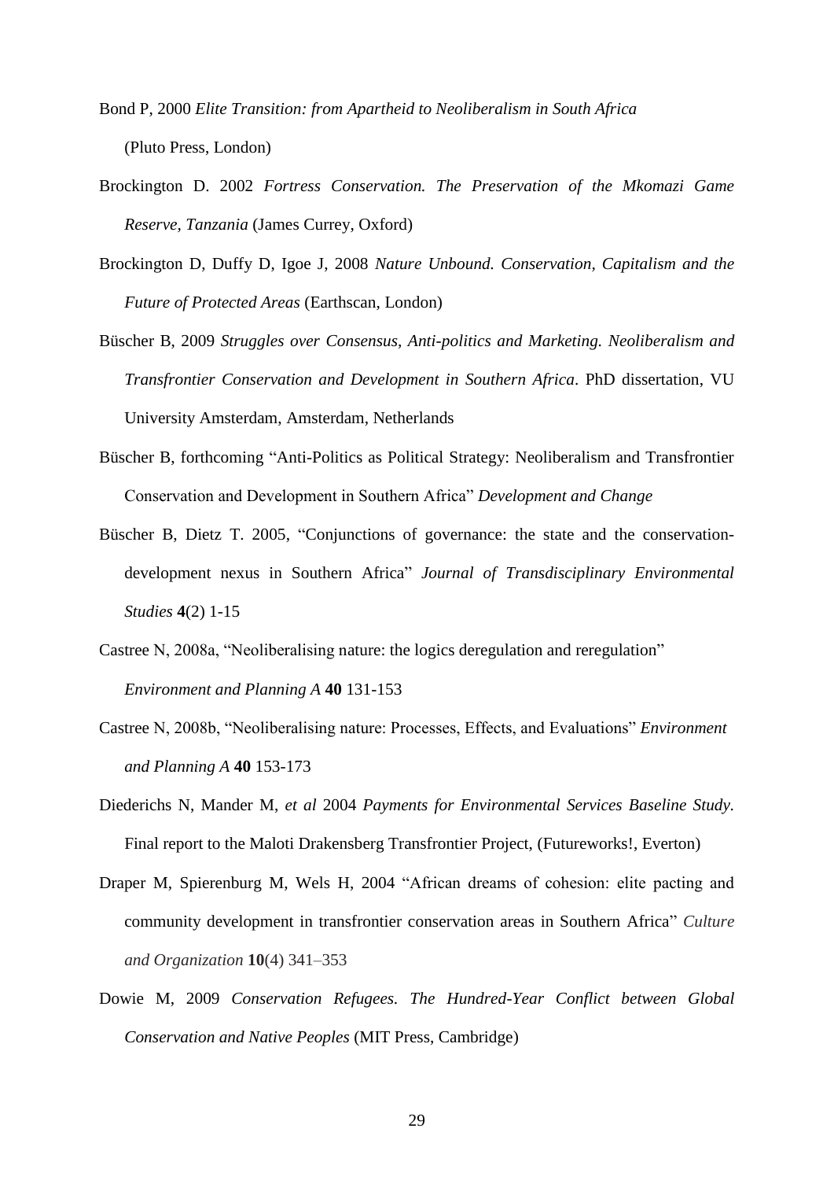Bond P, 2000 *Elite Transition: from Apartheid to Neoliberalism in South Africa* (Pluto Press, London)

Brockington D. 2002 *Fortress Conservation. The Preservation of the Mkomazi Game Reserve, Tanzania* (James Currey, Oxford)

Brockington D, Duffy D, Igoe J, 2008 *Nature Unbound. Conservation, Capitalism and the Future of Protected Areas* (Earthscan, London)

Büscher B, 2009 *Struggles over Consensus, Anti-politics and Marketing. Neoliberalism and Transfrontier Conservation and Development in Southern Africa*. PhD dissertation, VU University Amsterdam, Amsterdam, Netherlands

Büscher B, forthcoming "Anti-Politics as Political Strategy: Neoliberalism and Transfrontier Conservation and Development in Southern Africa" *Development and Change*

Büscher B, Dietz T. 2005, "Conjunctions of governance: the state and the conservation-development nexus in Southern Africa" *Journal of Transdisciplinary Environmental Studies* **4**(2) 1-15

Castree N, 2008a, "Neoliberalising nature: the logics deregulation and reregulation" *Environment and Planning A* **40** 131-153

Castree N, 2008b, "Neoliberalising nature: Processes, Effects, and Evaluations" *Environment and Planning A* **40** 153-173

Diederichs N, Mander M, *et al* 2004 *Payments for Environmental Services Baseline Study.* Final report to the Maloti Drakensberg Transfrontier Project, (Futureworks!, Everton)

Draper M, Spierenburg M, Wels H, 2004 "African dreams of cohesion: elite pacting and community development in transfrontier conservation areas in Southern Africa" *Culture and Organization* **10**(4) 341–353

Dowie M, 2009 *Conservation Refugees. The Hundred-Year Conflict between Global Conservation and Native Peoples* (MIT Press, Cambridge)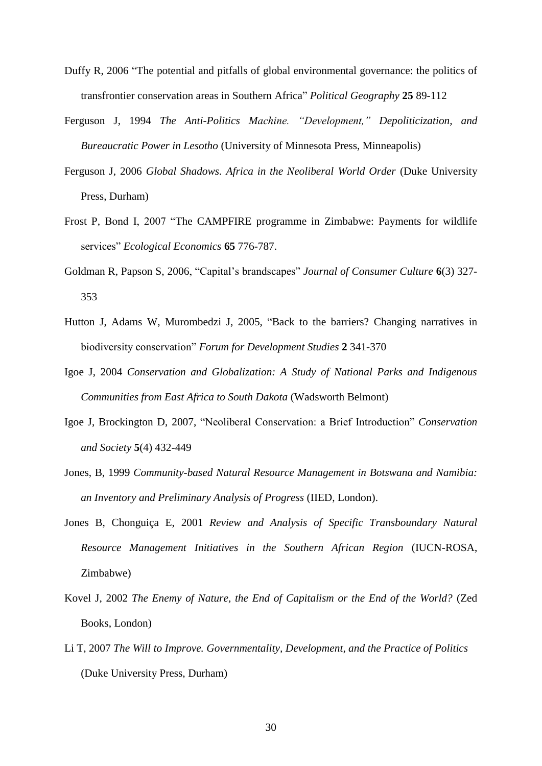Duffy R, 2006 "The potential and pitfalls of global environmental governance: the politics of transfrontier conservation areas in Southern Africa" *Political Geography* **25** 89-112

Ferguson J, 1994 *The Anti-Politics Machine. "Development," Depoliticization, and Bureaucratic Power in Lesotho* (University of Minnesota Press, Minneapolis)

Ferguson J, 2006 *Global Shadows. Africa in the Neoliberal World Order* (Duke University Press, Durham)

Frost P, Bond I, 2007 "The CAMPFIRE programme in Zimbabwe: Payments for wildlife services" *Ecological Economics* **65** 776-787.

Goldman R, Papson S, 2006, "Capital's brandscapes" *Journal of Consumer Culture* **6**(3) 327-353

Hutton J, Adams W, Murombedzi J, 2005, "Back to the barriers? Changing narratives in biodiversity conservation" *Forum for Development Studies* **2** 341-370

Igoe J, 2004 *Conservation and Globalization: A Study of National Parks and Indigenous Communities from East Africa to South Dakota* (Wadsworth Belmont)

Igoe J, Brockington D, 2007, "Neoliberal Conservation: a Brief Introduction" *Conservation and Society* **5**(4) 432-449

Jones, B, 1999 *Community-based Natural Resource Management in Botswana and Namibia: an Inventory and Preliminary Analysis of Progress* (IIED, London).

Jones B, Chonguiça E, 2001 *Review and Analysis of Specific Transboundary Natural Resource Management Initiatives in the Southern African Region* (IUCN-ROSA, Zimbabwe)

Kovel J, 2002 *The Enemy of Nature, the End of Capitalism or the End of the World?* (Zed Books, London)

Li T, 2007 *The Will to Improve. Governmentality, Development, and the Practice of Politics* (Duke University Press, Durham)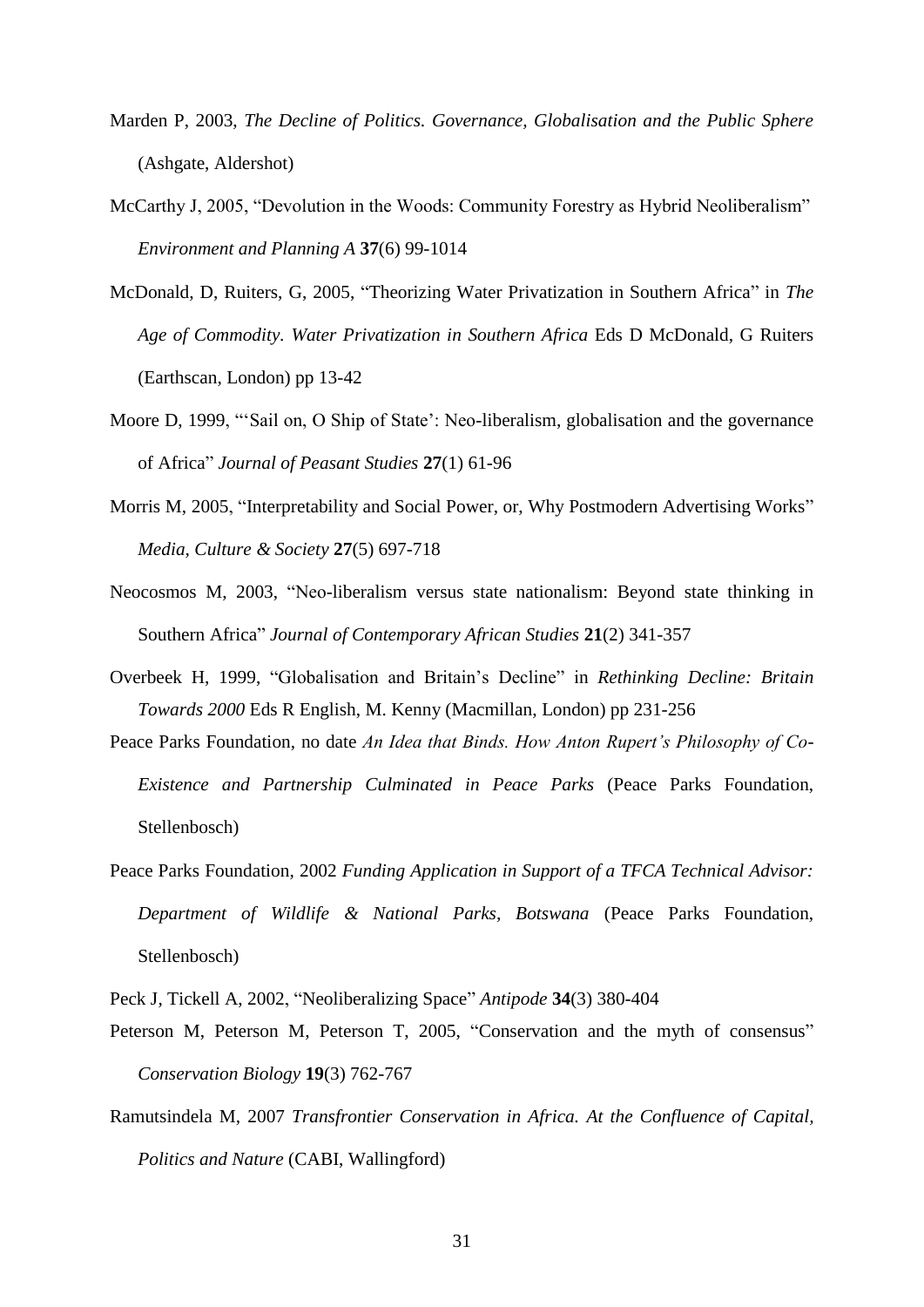Marden P, 2003, *The Decline of Politics. Governance, Globalisation and the Public Sphere* (Ashgate, Aldershot)

McCarthy J, 2005, "Devolution in the Woods: Community Forestry as Hybrid Neoliberalism" *Environment and Planning A* **37**(6) 99-1014

McDonald, D, Ruiters, G, 2005, "Theorizing Water Privatization in Southern Africa" in *The Age of Commodity. Water Privatization in Southern Africa* Eds D McDonald, G Ruiters (Earthscan, London) pp 13-42

Moore D, 1999, "'Sail on, O Ship of State': Neo-liberalism, globalisation and the governance of Africa" *Journal of Peasant Studies* **27**(1) 61-96

Morris M, 2005, "Interpretability and Social Power, or, Why Postmodern Advertising Works" *Media, Culture & Society* **27**(5) 697-718

Neocosmos M, 2003, "Neo-liberalism versus state nationalism: Beyond state thinking in Southern Africa" *Journal of Contemporary African Studies* **21**(2) 341-357

Overbeek H, 1999, "Globalisation and Britain's Decline" in *Rethinking Decline: Britain Towards 2000* Eds R English, M. Kenny (Macmillan, London) pp 231-256

Peace Parks Foundation, no date *An Idea that Binds. How Anton Rupert's Philosophy of Co-Existence and Partnership Culminated in Peace Parks* (Peace Parks Foundation, Stellenbosch)

Peace Parks Foundation, 2002 *Funding Application in Support of a TFCA Technical Advisor: Department of Wildlife & National Parks, Botswana* (Peace Parks Foundation, Stellenbosch)

Peck J, Tickell A, 2002, "Neoliberalizing Space" *Antipode* **34**(3) 380-404

Peterson M, Peterson M, Peterson T, 2005, "Conservation and the myth of consensus" *Conservation Biology* **19**(3) 762-767

Ramutsindela M, 2007 *Transfrontier Conservation in Africa. At the Confluence of Capital, Politics and Nature* (CABI, Wallingford)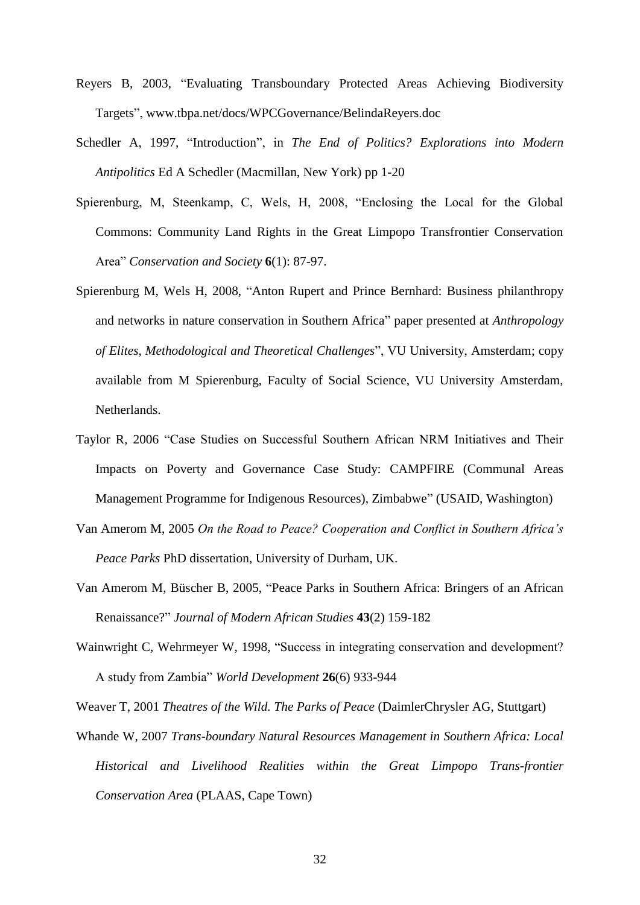Reyers B, 2003, "Evaluating Transboundary Protected Areas Achieving Biodiversity Targets", www.tbpa.net/docs/WPCGovernance/BelindaReyers.doc

Schedler A, 1997, "Introduction", in *The End of Politics? Explorations into Modern Antipolitics* Ed A Schedler (Macmillan, New York) pp 1-20

Spierenburg, M, Steenkamp, C, Wels, H, 2008, "Enclosing the Local for the Global Commons: Community Land Rights in the Great Limpopo Transfrontier Conservation Area" *Conservation and Society* **6**(1): 87-97.

Spierenburg M, Wels H, 2008, "Anton Rupert and Prince Bernhard: Business philanthropy and networks in nature conservation in Southern Africa" paper presented at *Anthropology of Elites, Methodological and Theoretical Challenges*", VU University, Amsterdam; copy available from M Spierenburg, Faculty of Social Science, VU University Amsterdam, Netherlands.

Taylor R, 2006 "Case Studies on Successful Southern African NRM Initiatives and Their Impacts on Poverty and Governance Case Study: CAMPFIRE (Communal Areas Management Programme for Indigenous Resources), Zimbabwe" (USAID, Washington)

Van Amerom M, 2005 *On the Road to Peace? Cooperation and Conflict in Southern Africa's Peace Parks* PhD dissertation, University of Durham, UK.

Van Amerom M, Büscher B, 2005, "Peace Parks in Southern Africa: Bringers of an African Renaissance?" *Journal of Modern African Studies* **43**(2) 159-182

Wainwright C, Wehrmeyer W, 1998, "Success in integrating conservation and development? A study from Zambia" *World Development* **26**(6) 933-944

Weaver T, 2001 *Theatres of the Wild. The Parks of Peace* (DaimlerChrysler AG, Stuttgart)

Whande W, 2007 *Trans-boundary Natural Resources Management in Southern Africa: Local Historical and Livelihood Realities within the Great Limpopo Trans-frontier Conservation Area* (PLAAS, Cape Town)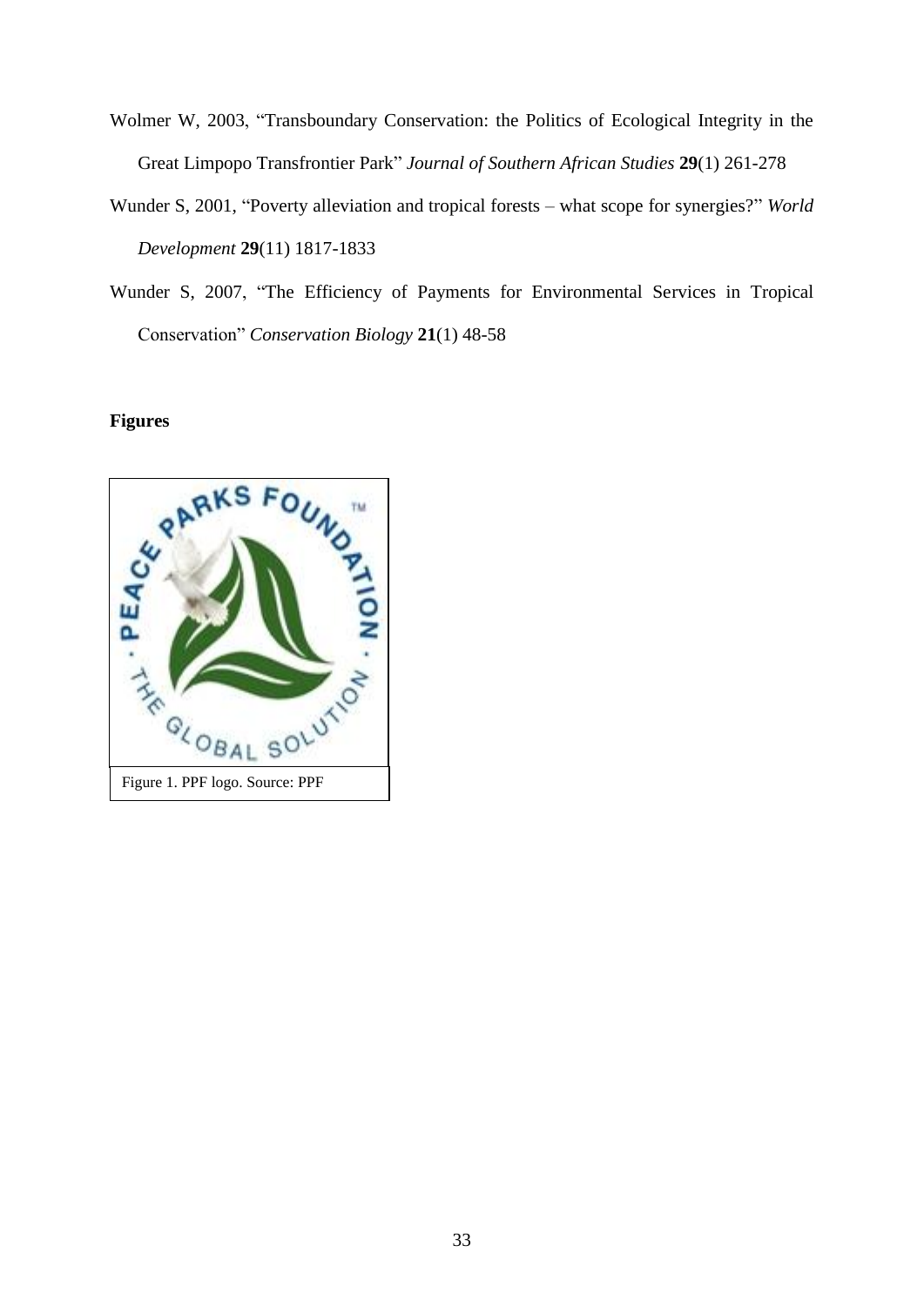Wolmer W, 2003, "Transboundary Conservation: the Politics of Ecological Integrity in the Great Limpopo Transfrontier Park" *Journal of Southern African Studies* **29**(1) 261-278

Wunder S, 2001, "Poverty alleviation and tropical forests – what scope for synergies?" *World Development* **29**(11) 1817-1833

Wunder S, 2007, "The Efficiency of Payments for Environmental Services in Tropical Conservation" *Conservation Biology* **21**(1) 48-58

**Figures**

Figure 1. PPF logo. Source: PPF